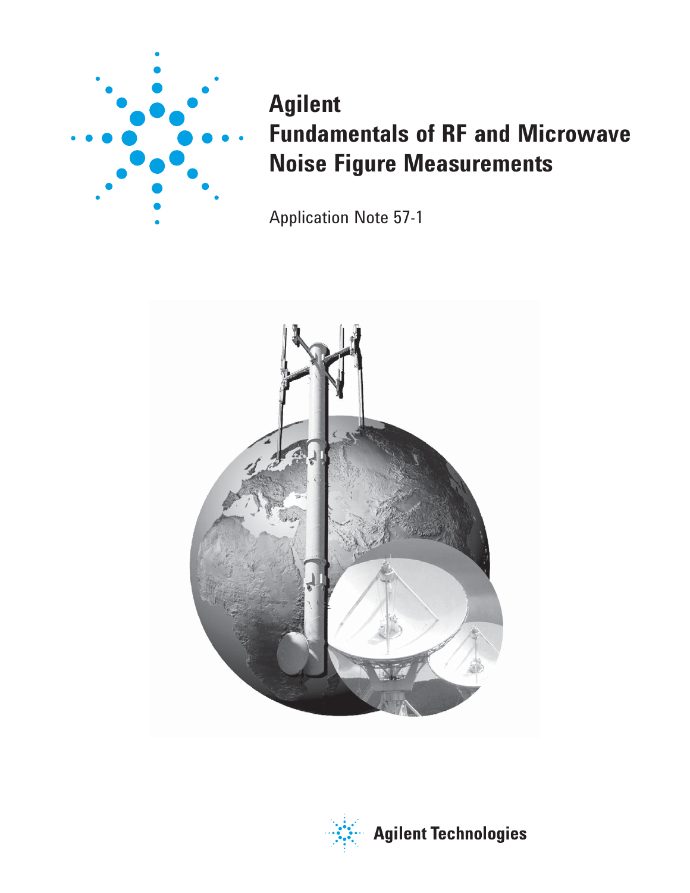# Agilent
# Fundamentals of RF and Microwave Noise Figure Measurements

Application Note 57-1

Agilent Technologies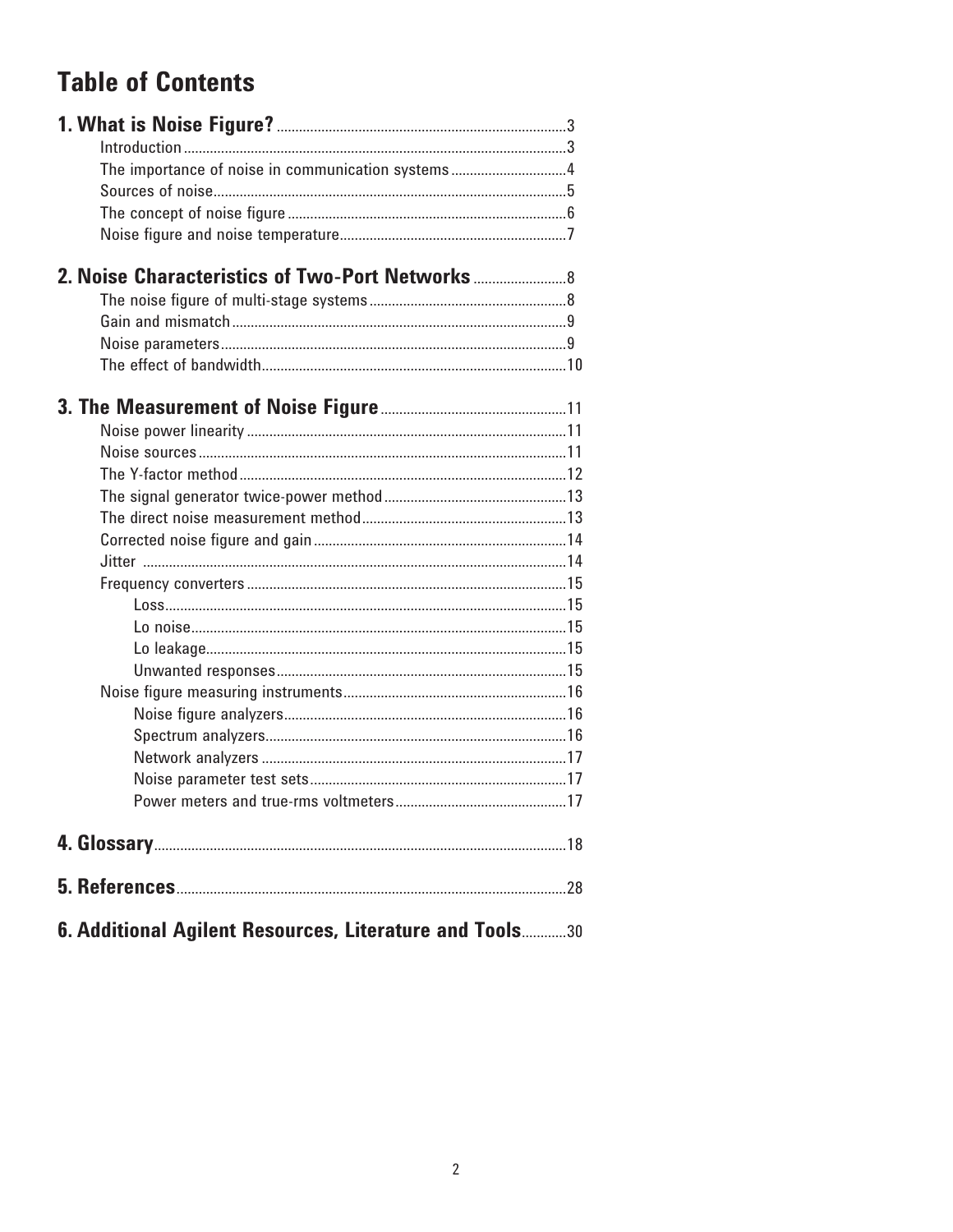# Table of Contents

**1. What is Noise Figure?** ..... 3

- Introduction ..... 3
- The importance of noise in communication systems ..... 4
- Sources of noise ..... 5
- The concept of noise figure ..... 6
- Noise figure and noise temperature ..... 7

**2. Noise Characteristics of Two-Port Networks** ..... 8

- The noise figure of multi-stage systems ..... 8
- Gain and mismatch ..... 9
- Noise parameters ..... 9
- The effect of bandwidth ..... 10

**3. The Measurement of Noise Figure** ..... 11

- Noise power linearity ..... 11
- Noise sources ..... 11
- The Y-factor method ..... 12
- The signal generator twice-power method ..... 13
- The direct noise measurement method ..... 13
- Corrected noise figure and gain ..... 14
- Jitter ..... 14
- Frequency converters ..... 15
  - Loss ..... 15
  - Lo noise ..... 15
  - Lo leakage ..... 15
  - Unwanted responses ..... 15
- Noise figure measuring instruments ..... 16
  - Noise figure analyzers ..... 16
  - Spectrum analyzers ..... 16
  - Network analyzers ..... 17
  - Noise parameter test sets ..... 17
  - Power meters and true-rms voltmeters ..... 17

**4. Glossary** ..... 18

**5. References** ..... 28

**6. Additional Agilent Resources, Literature and Tools** ..... 30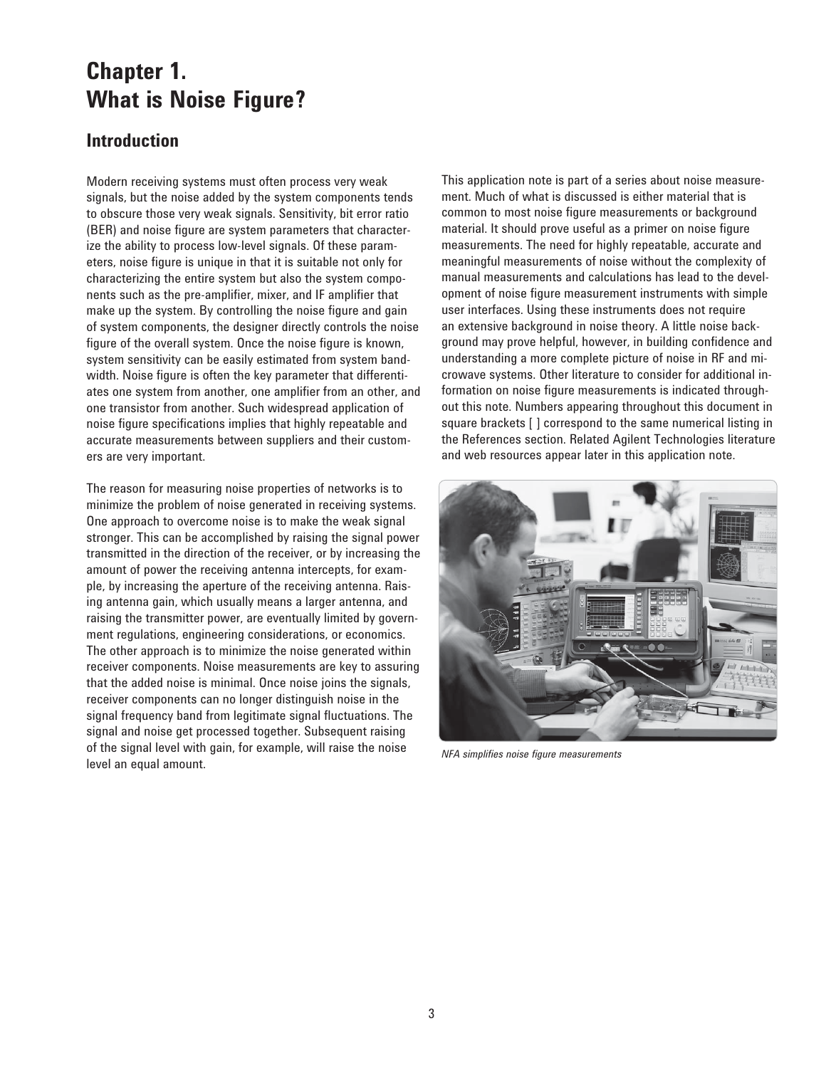# Chapter 1.
# What is Noise Figure?

## Introduction

Modern receiving systems must often process very weak signals, but the noise added by the system components tends to obscure those very weak signals. Sensitivity, bit error ratio (BER) and noise figure are system parameters that characterize the ability to process low-level signals. Of these parameters, noise figure is unique in that it is suitable not only for characterizing the entire system but also the system components such as the pre-amplifier, mixer, and IF amplifier that make up the system. By controlling the noise figure and gain of system components, the designer directly controls the noise figure of the overall system. Once the noise figure is known, system sensitivity can be easily estimated from system bandwidth. Noise figure is often the key parameter that differentiates one system from another, one amplifier from an other, and one transistor from another. Such widespread application of noise figure specifications implies that highly repeatable and accurate measurements between suppliers and their customers are very important.

The reason for measuring noise properties of networks is to minimize the problem of noise generated in receiving systems. One approach to overcome noise is to make the weak signal stronger. This can be accomplished by raising the signal power transmitted in the direction of the receiver, or by increasing the amount of power the receiving antenna intercepts, for example, by increasing the aperture of the receiving antenna. Raising antenna gain, which usually means a larger antenna, and raising the transmitter power, are eventually limited by government regulations, engineering considerations, or economics. The other approach is to minimize the noise generated within receiver components. Noise measurements are key to assuring that the added noise is minimal. Once noise joins the signals, receiver components can no longer distinguish noise in the signal frequency band from legitimate signal fluctuations. The signal and noise get processed together. Subsequent raising of the signal level with gain, for example, will raise the noise level an equal amount.

This application note is part of a series about noise measurement. Much of what is discussed is either material that is common to most noise figure measurements or background material. It should prove useful as a primer on noise figure measurements. The need for highly repeatable, accurate and meaningful measurements of noise without the complexity of manual measurements and calculations has lead to the development of noise figure measurement instruments with simple user interfaces. Using these instruments does not require an extensive background in noise theory. A little noise background may prove helpful, however, in building confidence and understanding a more complete picture of noise in RF and microwave systems. Other literature to consider for additional information on noise figure measurements is indicated throughout this note. Numbers appearing throughout this document in square brackets [ ] correspond to the same numerical listing in the References section. Related Agilent Technologies literature and web resources appear later in this application note.

*NFA simplifies noise figure measurements*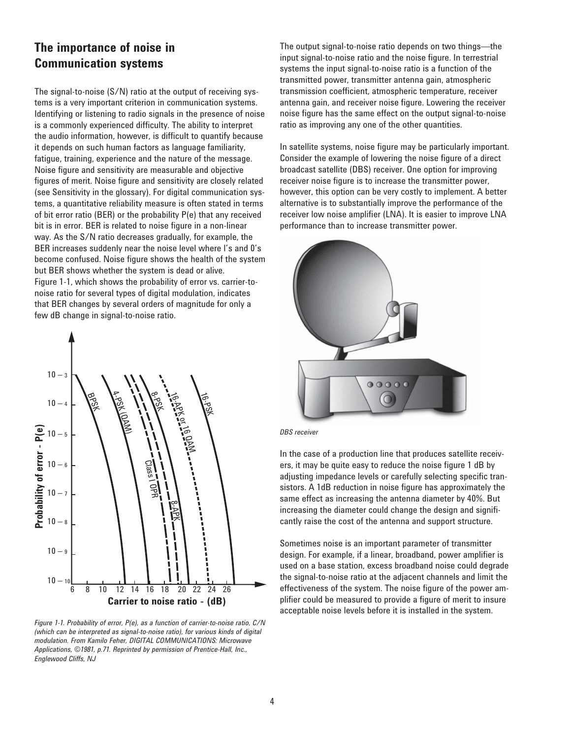## The importance of noise in Communication systems

The signal-to-noise (S/N) ratio at the output of receiving systems is a very important criterion in communication systems. Identifying or listening to radio signals in the presence of noise is a commonly experienced difficulty. The ability to interpret the audio information, however, is difficult to quantify because it depends on such human factors as language familiarity, fatigue, training, experience and the nature of the message. Noise figure and sensitivity are measurable and objective figures of merit. Noise figure and sensitivity are closely related (see Sensitivity in the glossary). For digital communication systems, a quantitative reliability measure is often stated in terms of bit error ratio (BER) or the probability P(e) that any received bit is in error. BER is related to noise figure in a non-linear way. As the S/N ratio decreases gradually, for example, the BER increases suddenly near the noise level where l's and 0's become confused. Noise figure shows the health of the system but BER shows whether the system is dead or alive. Figure 1-1, which shows the probability of error vs. carrier-to-noise ratio for several types of digital modulation, indicates that BER changes by several orders of magnitude for only a few dB change in signal-to-noise ratio.

*Figure 1-1. Probability of error, P(e), as a function of carrier-to-noise ratio, C/N (which can be interpreted as signal-to-noise ratio), for various kinds of digital modulation. From Kamilo Feher, DIGITAL COMMUNICATIONS: Microwave Applications, ©1981, p.71. Reprinted by permission of Prentice-Hall, Inc., Englewood Cliffs, NJ*

The output signal-to-noise ratio depends on two things—the input signal-to-noise ratio and the noise figure. In terrestrial systems the input signal-to-noise ratio is a function of the transmitted power, transmitter antenna gain, atmospheric transmission coefficient, atmospheric temperature, receiver antenna gain, and receiver noise figure. Lowering the receiver noise figure has the same effect on the output signal-to-noise ratio as improving any one of the other quantities.

In satellite systems, noise figure may be particularly important. Consider the example of lowering the noise figure of a direct broadcast satellite (DBS) receiver. One option for improving receiver noise figure is to increase the transmitter power, however, this option can be very costly to implement. A better alternative is to substantially improve the performance of the receiver low noise amplifier (LNA). It is easier to improve LNA performance than to increase transmitter power.

*DBS receiver*

In the case of a production line that produces satellite receivers, it may be quite easy to reduce the noise figure 1 dB by adjusting impedance levels or carefully selecting specific transistors. A 1dB reduction in noise figure has approximately the same effect as increasing the antenna diameter by 40%. But increasing the diameter could change the design and significantly raise the cost of the antenna and support structure.

Sometimes noise is an important parameter of transmitter design. For example, if a linear, broadband, power amplifier is used on a base station, excess broadband noise could degrade the signal-to-noise ratio at the adjacent channels and limit the effectiveness of the system. The noise figure of the power amplifier could be measured to provide a figure of merit to insure acceptable noise levels before it is installed in the system.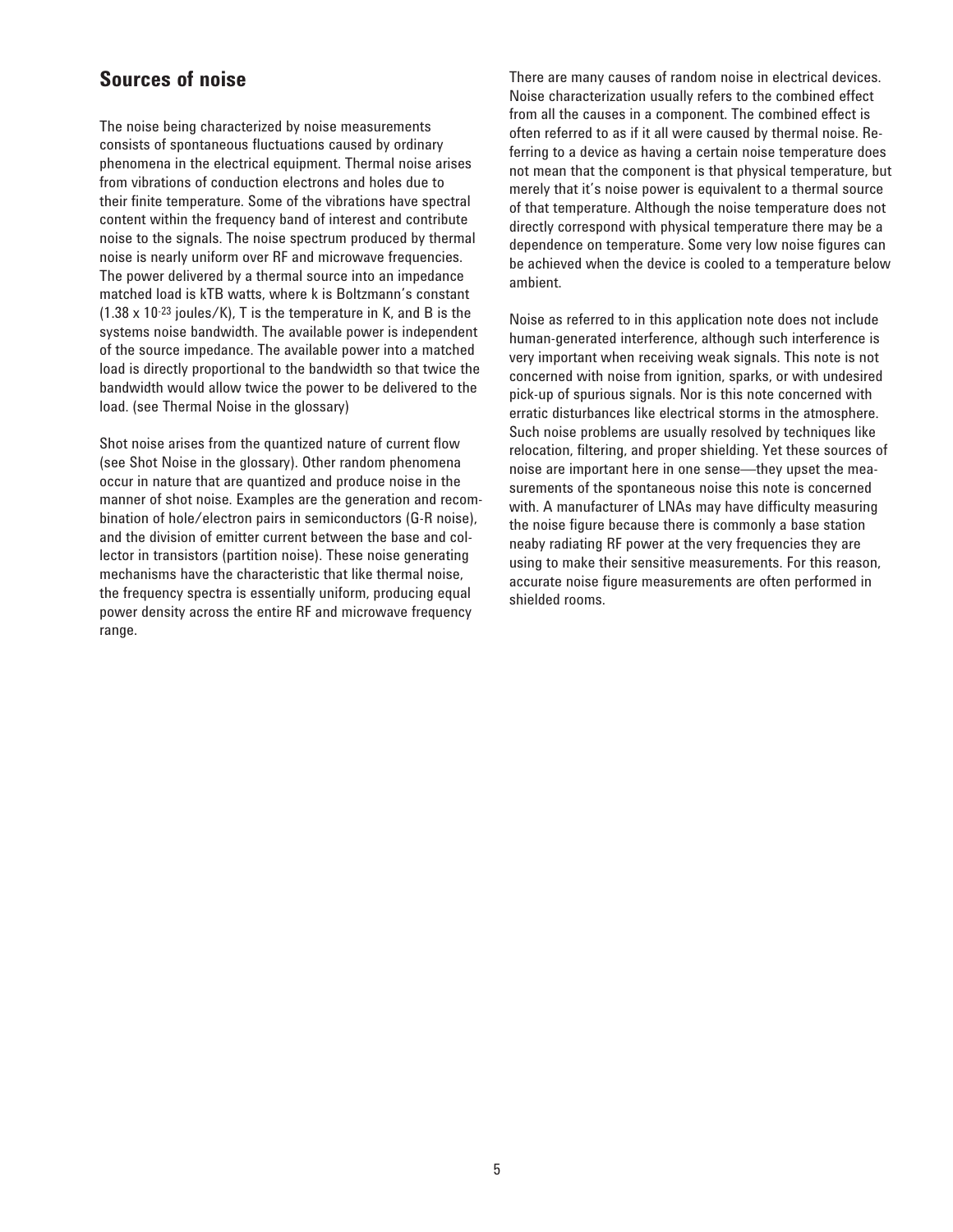## Sources of noise

The noise being characterized by noise measurements consists of spontaneous fluctuations caused by ordinary phenomena in the electrical equipment. Thermal noise arises from vibrations of conduction electrons and holes due to their finite temperature. Some of the vibrations have spectral content within the frequency band of interest and contribute noise to the signals. The noise spectrum produced by thermal noise is nearly uniform over RF and microwave frequencies. The power delivered by a thermal source into an impedance matched load is kTB watts, where k is Boltzmann's constant ($1.38 \times 10^{-23}$ joules/K), T is the temperature in K, and B is the systems noise bandwidth. The available power is independent of the source impedance. The available power into a matched load is directly proportional to the bandwidth so that twice the bandwidth would allow twice the power to be delivered to the load. (see Thermal Noise in the glossary)

Shot noise arises from the quantized nature of current flow (see Shot Noise in the glossary). Other random phenomena occur in nature that are quantized and produce noise in the manner of shot noise. Examples are the generation and recombination of hole/electron pairs in semiconductors (G-R noise), and the division of emitter current between the base and collector in transistors (partition noise). These noise generating mechanisms have the characteristic that like thermal noise, the frequency spectra is essentially uniform, producing equal power density across the entire RF and microwave frequency range.

There are many causes of random noise in electrical devices. Noise characterization usually refers to the combined effect from all the causes in a component. The combined effect is often referred to as if it all were caused by thermal noise. Referring to a device as having a certain noise temperature does not mean that the component is that physical temperature, but merely that it's noise power is equivalent to a thermal source of that temperature. Although the noise temperature does not directly correspond with physical temperature there may be a dependence on temperature. Some very low noise figures can be achieved when the device is cooled to a temperature below ambient.

Noise as referred to in this application note does not include human-generated interference, although such interference is very important when receiving weak signals. This note is not concerned with noise from ignition, sparks, or with undesired pick-up of spurious signals. Nor is this note concerned with erratic disturbances like electrical storms in the atmosphere. Such noise problems are usually resolved by techniques like relocation, filtering, and proper shielding. Yet these sources of noise are important here in one sense—they upset the measurements of the spontaneous noise this note is concerned with. A manufacturer of LNAs may have difficulty measuring the noise figure because there is commonly a base station neaby radiating RF power at the very frequencies they are using to make their sensitive measurements. For this reason, accurate noise figure measurements are often performed in shielded rooms.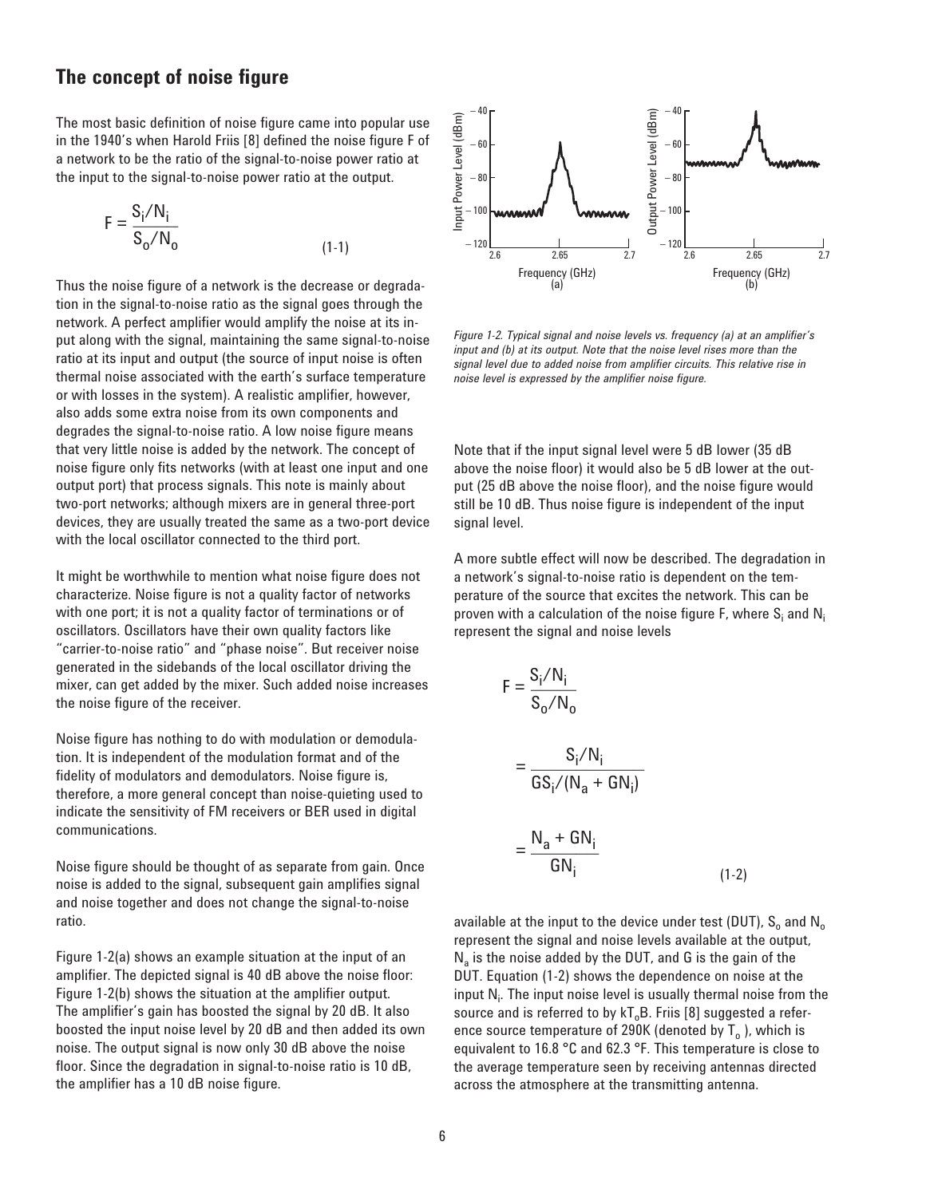## The concept of noise figure

The most basic definition of noise figure came into popular use in the 1940's when Harold Friis [8] defined the noise figure F of a network to be the ratio of the signal-to-noise power ratio at the input to the signal-to-noise power ratio at the output.

$$F = \frac{S_i/N_i}{S_o/N_o} \tag{1-1}$$

Thus the noise figure of a network is the decrease or degradation in the signal-to-noise ratio as the signal goes through the network. A perfect amplifier would amplify the noise at its input along with the signal, maintaining the same signal-to-noise ratio at its input and output (the source of input noise is often thermal noise associated with the earth's surface temperature or with losses in the system). A realistic amplifier, however, also adds some extra noise from its own components and degrades the signal-to-noise ratio. A low noise figure means that very little noise is added by the network. The concept of noise figure only fits networks (with at least one input and one output port) that process signals. This note is mainly about two-port networks; although mixers are in general three-port devices, they are usually treated the same as a two-port device with the local oscillator connected to the third port.

It might be worthwhile to mention what noise figure does not characterize. Noise figure is not a quality factor of networks with one port; it is not a quality factor of terminations or of oscillators. Oscillators have their own quality factors like "carrier-to-noise ratio" and "phase noise". But receiver noise generated in the sidebands of the local oscillator driving the mixer, can get added by the mixer. Such added noise increases the noise figure of the receiver.

Noise figure has nothing to do with modulation or demodulation. It is independent of the modulation format and of the fidelity of modulators and demodulators. Noise figure is, therefore, a more general concept than noise-quieting used to indicate the sensitivity of FM receivers or BER used in digital communications.

Noise figure should be thought of as separate from gain. Once noise is added to the signal, subsequent gain amplifies signal and noise together and does not change the signal-to-noise ratio.

Figure 1-2(a) shows an example situation at the input of an amplifier. The depicted signal is 40 dB above the noise floor: Figure 1-2(b) shows the situation at the amplifier output. The amplifier's gain has boosted the signal by 20 dB. It also boosted the input noise level by 20 dB and then added its own noise. The output signal is now only 30 dB above the noise floor. Since the degradation in signal-to-noise ratio is 10 dB, the amplifier has a 10 dB noise figure.

Input Power Level (dBm)
– 40
– 60
– 80
– 100
– 120
2.6
2.65
2.7
Frequency (GHz)
(a)

Output Power Level (dBm)
– 40
– 60
– 80
– 100
– 120
2.6
2.65
2.7
Frequency (GHz)
(b)

*Figure 1-2. Typical signal and noise levels vs. frequency (a) at an amplifier's input and (b) at its output. Note that the noise level rises more than the signal level due to added noise from amplifier circuits. This relative rise in noise level is expressed by the amplifier noise figure.*

Note that if the input signal level were 5 dB lower (35 dB above the noise floor) it would also be 5 dB lower at the output (25 dB above the noise floor), and the noise figure would still be 10 dB. Thus noise figure is independent of the input signal level.

A more subtle effect will now be described. The degradation in a network's signal-to-noise ratio is dependent on the temperature of the source that excites the network. This can be proven with a calculation of the noise figure F, where $S_i$ and $N_i$ represent the signal and noise levels

$$F = \frac{S_i/N_i}{S_o/N_o}$$

$$= \frac{S_i/N_i}{GS_i/(N_a + GN_i)}$$

$$= \frac{N_a + GN_i}{GN_i} \tag{1-2}$$

available at the input to the device under test (DUT), $S_o$ and $N_o$ represent the signal and noise levels available at the output, $N_a$ is the noise added by the DUT, and G is the gain of the DUT. Equation (1-2) shows the dependence on noise at the input $N_i$. The input noise level is usually thermal noise from the source and is referred to by $kT_oB$. Friis [8] suggested a reference source temperature of 290K (denoted by $T_o$ ), which is equivalent to 16.8 °C and 62.3 °F. This temperature is close to the average temperature seen by receiving antennas directed across the atmosphere at the transmitting antenna.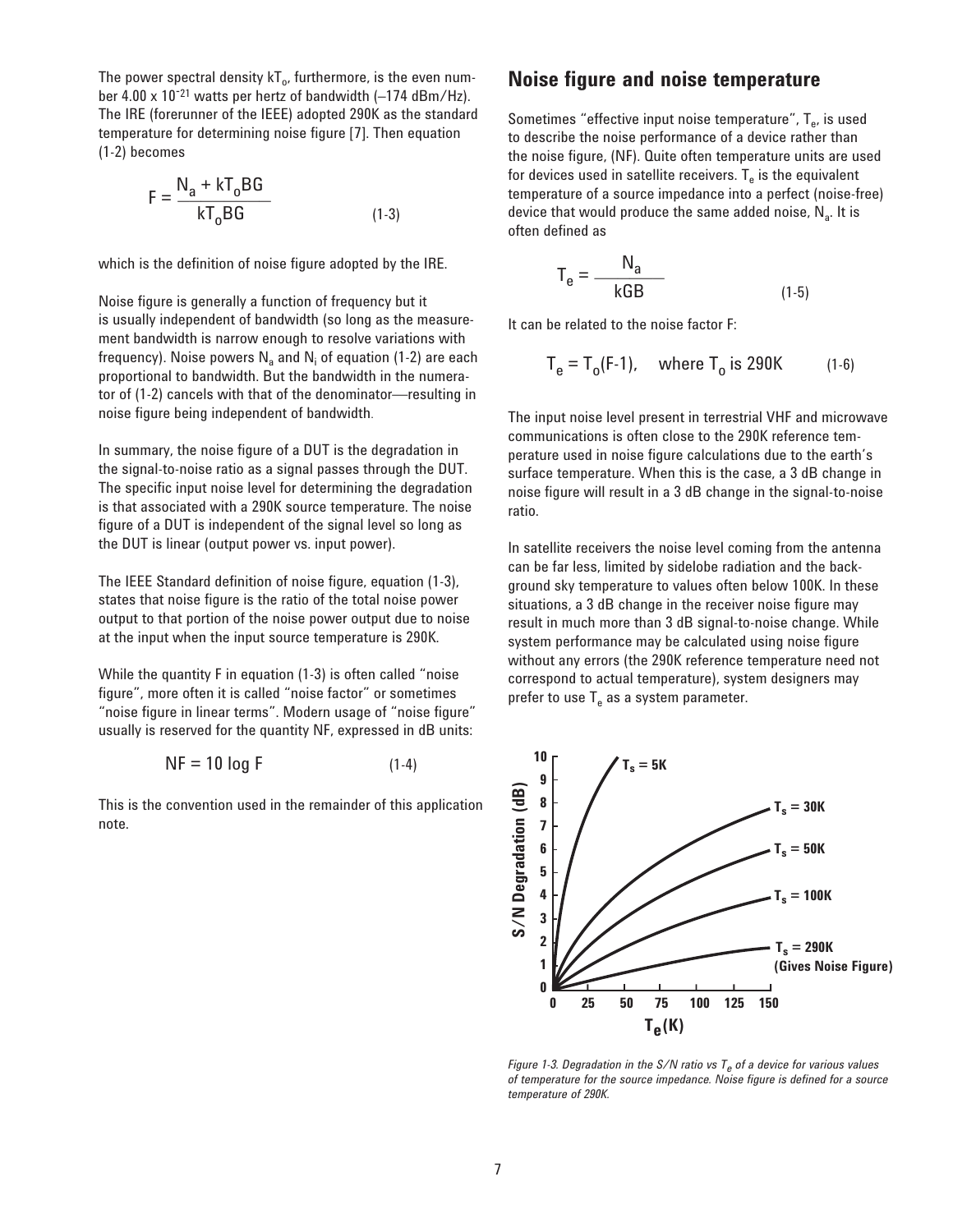The power spectral density $kT_o$, furthermore, is the even number $4.00 \times 10^{-21}$ watts per hertz of bandwidth (–174 dBm/Hz). The IRE (forerunner of the IEEE) adopted 290K as the standard temperature for determining noise figure [7]. Then equation (1-2) becomes

$$F = \frac{N_a + kT_oBG}{kT_oBG} \tag{1-3}$$

which is the definition of noise figure adopted by the IRE.

Noise figure is generally a function of frequency but it is usually independent of bandwidth (so long as the measurement bandwidth is narrow enough to resolve variations with frequency). Noise powers $N_a$ and $N_i$ of equation (1-2) are each proportional to bandwidth. But the bandwidth in the numerator of (1-2) cancels with that of the denominator—resulting in noise figure being independent of bandwidth.

In summary, the noise figure of a DUT is the degradation in the signal-to-noise ratio as a signal passes through the DUT. The specific input noise level for determining the degradation is that associated with a 290K source temperature. The noise figure of a DUT is independent of the signal level so long as the DUT is linear (output power vs. input power).

The IEEE Standard definition of noise figure, equation (1-3), states that noise figure is the ratio of the total noise power output to that portion of the noise power output due to noise at the input when the input source temperature is 290K.

While the quantity F in equation (1-3) is often called "noise figure", more often it is called "noise factor" or sometimes "noise figure in linear terms". Modern usage of "noise figure" usually is reserved for the quantity NF, expressed in dB units:

$$NF = 10 \log F \tag{1-4}$$

This is the convention used in the remainder of this application note.

## Noise figure and noise temperature

Sometimes "effective input noise temperature", $T_e$, is used to describe the noise performance of a device rather than the noise figure, (NF). Quite often temperature units are used for devices used in satellite receivers. $T_e$ is the equivalent temperature of a source impedance into a perfect (noise-free) device that would produce the same added noise, $N_a$. It is often defined as

$$T_e = \frac{N_a}{kGB} \tag{1-5}$$

It can be related to the noise factor F:

$$T_e = T_o(F-1), \quad \text{where } T_o \text{ is 290K} \tag{1-6}$$

The input noise level present in terrestrial VHF and microwave communications is often close to the 290K reference temperature used in noise figure calculations due to the earth's surface temperature. When this is the case, a 3 dB change in noise figure will result in a 3 dB change in the signal-to-noise ratio.

In satellite receivers the noise level coming from the antenna can be far less, limited by sidelobe radiation and the background sky temperature to values often below 100K. In these situations, a 3 dB change in the receiver noise figure may result in much more than 3 dB signal-to-noise change. While system performance may be calculated using noise figure without any errors (the 290K reference temperature need not correspond to actual temperature), system designers may prefer to use $T_e$ as a system parameter.

S/N Degradation (dB)
0
1
2
3
4
5
6
7
8
9
10

$T_s$ = 5K
$T_s$ = 30K
$T_s$ = 50K
$T_s$ = 100K
$T_s$ = 290K
(Gives Noise Figure)

0
25
50
75
100
125
150
$T_e$(K)

*Figure 1-3. Degradation in the S/N ratio vs $T_e$ of a device for various values of temperature for the source impedance. Noise figure is defined for a source temperature of 290K.*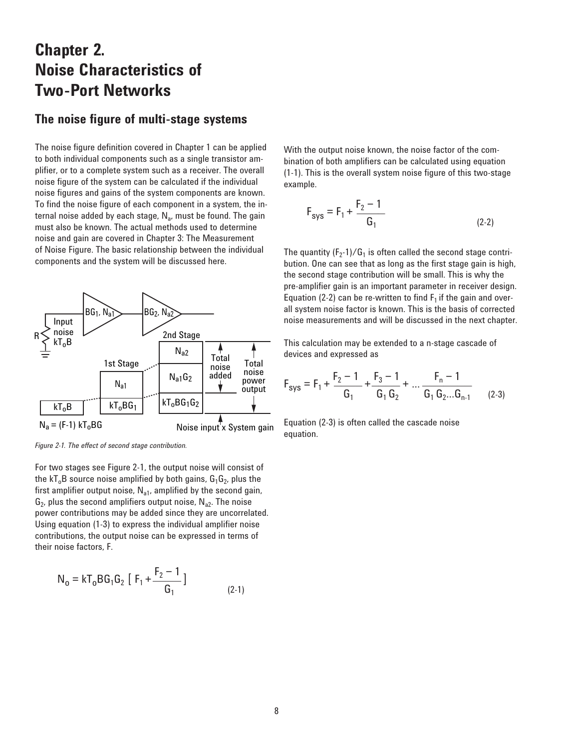# Chapter 2. Noise Characteristics of Two-Port Networks

## The noise figure of multi-stage systems

The noise figure definition covered in Chapter 1 can be applied to both individual components such as a single transistor amplifier, or to a complete system such as a receiver. The overall noise figure of the system can be calculated if the individual noise figures and gains of the system components are known. To find the noise figure of each component in a system, the internal noise added by each stage, $N_a$, must be found. The gain must also be known. The actual methods used to determine noise and gain are covered in Chapter 3: The Measurement of Noise Figure. The basic relationship between the individual components and the system will be discussed here.

R
Input noise $kT_oB$
$BG_1, N_{a1}$
$BG_2, N_{a2}$
2nd Stage
$N_{a2}$
$N_{a1}G_2$
$kT_oBG_1G_2$
1st Stage
$N_{a1}$
$kT_oBG_1$
$kT_oB$
Total noise added
Total noise power output
$N_a = (F\text{-}1)\ kT_oBG$
Noise input x System gain

*Figure 2-1. The effect of second stage contribution.*

For two stages see Figure 2-1, the output noise will consist of the $kT_oB$ source noise amplified by both gains, $G_1G_2$, plus the first amplifier output noise, $N_{a1}$, amplified by the second gain, $G_2$, plus the second amplifiers output noise, $N_{a2}$. The noise power contributions may be added since they are uncorrelated. Using equation (1-3) to express the individual amplifier noise contributions, the output noise can be expressed in terms of their noise factors, F.

$$N_o = kT_oBG_1G_2\left[F_1 + \frac{F_2 - 1}{G_1}\right] \qquad (2\text{-}1)$$

With the output noise known, the noise factor of the combination of both amplifiers can be calculated using equation (1-1). This is the overall system noise figure of this two-stage example.

$$F_{sys} = F_1 + \frac{F_2 - 1}{G_1} \qquad (2\text{-}2)$$

The quantity $(F_2\text{-}1)/G_1$ is often called the second stage contribution. One can see that as long as the first stage gain is high, the second stage contribution will be small. This is why the pre-amplifier gain is an important parameter in receiver design. Equation (2-2) can be re-written to find $F_1$ if the gain and overall system noise factor is known. This is the basis of corrected noise measurements and will be discussed in the next chapter.

This calculation may be extended to a n-stage cascade of devices and expressed as

$$F_{sys} = F_1 + \frac{F_2 - 1}{G_1} + \frac{F_3 - 1}{G_1\,G_2} + \ldots \frac{F_n - 1}{G_1\,G_2 \ldots G_{n-1}} \qquad (2\text{-}3)$$

Equation (2-3) is often called the cascade noise equation.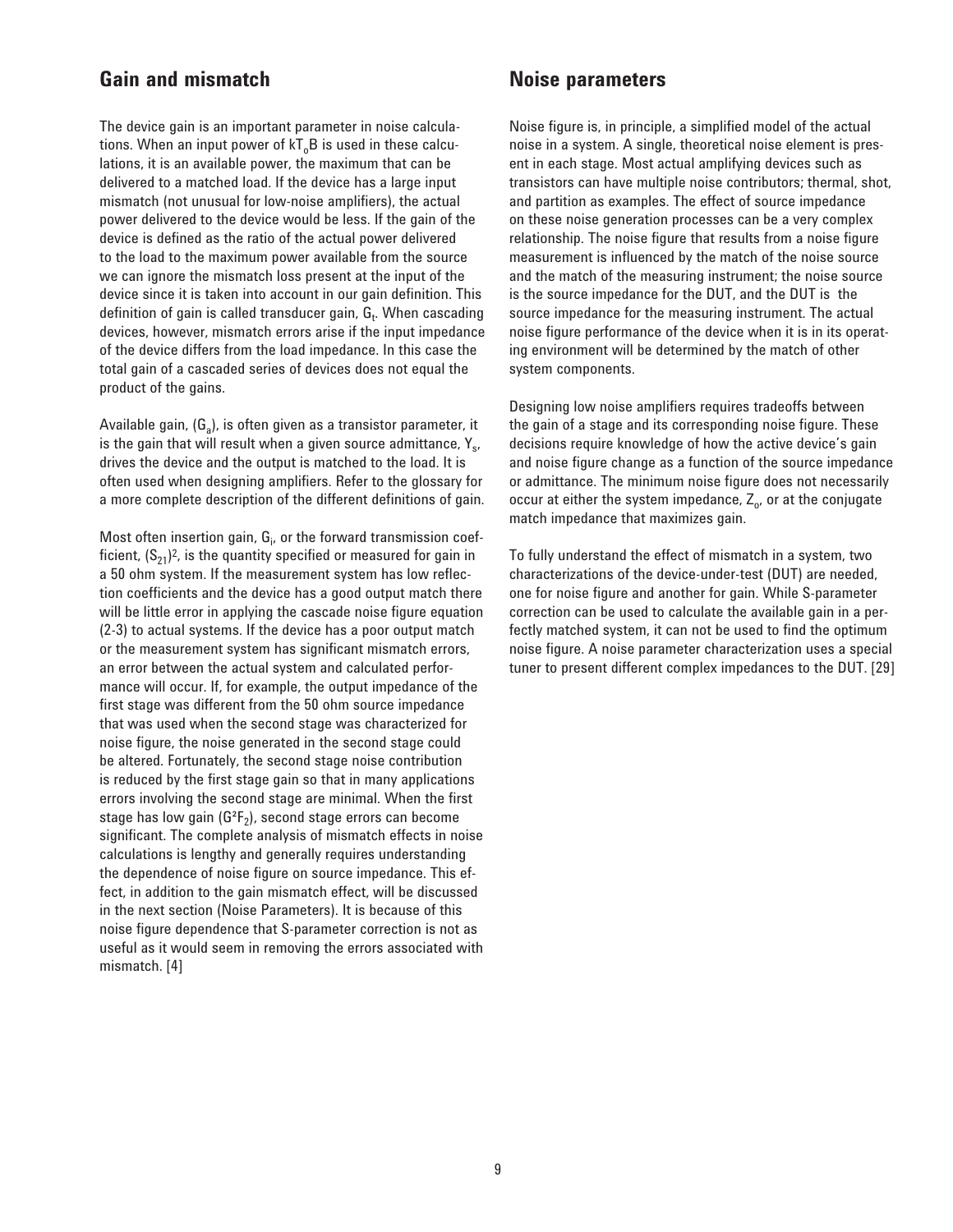## Gain and mismatch

The device gain is an important parameter in noise calculations. When an input power of $kT_oB$ is used in these calculations, it is an available power, the maximum that can be delivered to a matched load. If the device has a large input mismatch (not unusual for low-noise amplifiers), the actual power delivered to the device would be less. If the gain of the device is defined as the ratio of the actual power delivered to the load to the maximum power available from the source we can ignore the mismatch loss present at the input of the device since it is taken into account in our gain definition. This definition of gain is called transducer gain, $G_t$. When cascading devices, however, mismatch errors arise if the input impedance of the device differs from the load impedance. In this case the total gain of a cascaded series of devices does not equal the product of the gains.

Available gain, ($G_a$), is often given as a transistor parameter, it is the gain that will result when a given source admittance, $Y_s$, drives the device and the output is matched to the load. It is often used when designing amplifiers. Refer to the glossary for a more complete description of the different definitions of gain.

Most often insertion gain, $G_i$, or the forward transmission coefficient, $(S_{21})^2$, is the quantity specified or measured for gain in a 50 ohm system. If the measurement system has low reflection coefficients and the device has a good output match there will be little error in applying the cascade noise figure equation (2-3) to actual systems. If the device has a poor output match or the measurement system has significant mismatch errors, an error between the actual system and calculated performance will occur. If, for example, the output impedance of the first stage was different from the 50 ohm source impedance that was used when the second stage was characterized for noise figure, the noise generated in the second stage could be altered. Fortunately, the second stage noise contribution is reduced by the first stage gain so that in many applications errors involving the second stage are minimal. When the first stage has low gain ($G^2F_2$), second stage errors can become significant. The complete analysis of mismatch effects in noise calculations is lengthy and generally requires understanding the dependence of noise figure on source impedance. This effect, in addition to the gain mismatch effect, will be discussed in the next section (Noise Parameters). It is because of this noise figure dependence that S-parameter correction is not as useful as it would seem in removing the errors associated with mismatch. [4]

## Noise parameters

Noise figure is, in principle, a simplified model of the actual noise in a system. A single, theoretical noise element is present in each stage. Most actual amplifying devices such as transistors can have multiple noise contributors; thermal, shot, and partition as examples. The effect of source impedance on these noise generation processes can be a very complex relationship. The noise figure that results from a noise figure measurement is influenced by the match of the noise source and the match of the measuring instrument; the noise source is the source impedance for the DUT, and the DUT is the source impedance for the measuring instrument. The actual noise figure performance of the device when it is in its operating environment will be determined by the match of other system components.

Designing low noise amplifiers requires tradeoffs between the gain of a stage and its corresponding noise figure. These decisions require knowledge of how the active device's gain and noise figure change as a function of the source impedance or admittance. The minimum noise figure does not necessarily occur at either the system impedance, $Z_o$, or at the conjugate match impedance that maximizes gain.

To fully understand the effect of mismatch in a system, two characterizations of the device-under-test (DUT) are needed, one for noise figure and another for gain. While S-parameter correction can be used to calculate the available gain in a perfectly matched system, it can not be used to find the optimum noise figure. A noise parameter characterization uses a special tuner to present different complex impedances to the DUT. [29]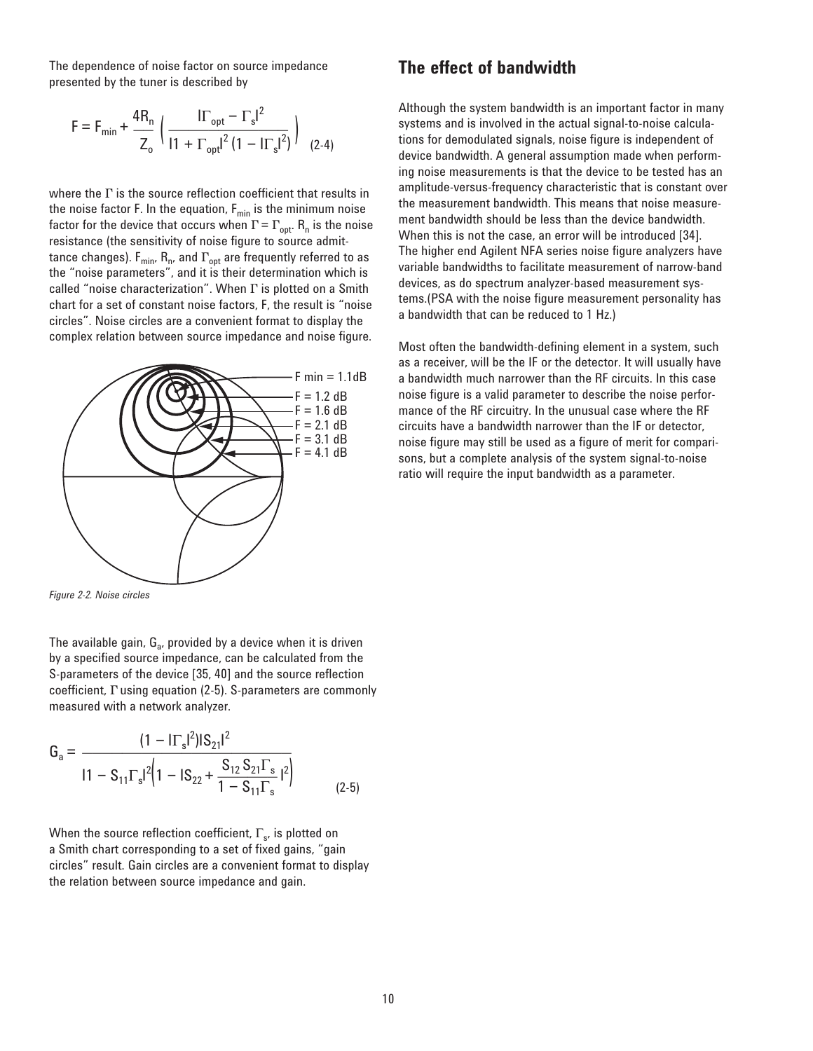The dependence of noise factor on source impedance presented by the tuner is described by

$$F = F_{min} + \frac{4R_n}{Z_o} \left( \frac{|\Gamma_{opt} - \Gamma_s|^2}{|1 + \Gamma_{opt}|^2 (1 - |\Gamma_s|^2)} \right) \quad (2\text{-}4)$$

where the $\Gamma$ is the source reflection coefficient that results in the noise factor F. In the equation, $F_{min}$ is the minimum noise factor for the device that occurs when $\Gamma = \Gamma_{opt}$. $R_n$ is the noise resistance (the sensitivity of noise figure to source admittance changes). $F_{min}$, $R_n$, and $\Gamma_{opt}$ are frequently referred to as the "noise parameters", and it is their determination which is called "noise characterization". When $\Gamma$ is plotted on a Smith chart for a set of constant noise factors, F, the result is "noise circles". Noise circles are a convenient format to display the complex relation between source impedance and noise figure.

F min = 1.1dB
F = 1.2 dB
F = 1.6 dB
F = 2.1 dB
F = 3.1 dB
F = 4.1 dB

*Figure 2-2. Noise circles*

The available gain, $G_a$, provided by a device when it is driven by a specified source impedance, can be calculated from the S-parameters of the device [35, 40] and the source reflection coefficient, $\Gamma$ using equation (2-5). S-parameters are commonly measured with a network analyzer.

$$G_a = \frac{(1 - |\Gamma_s|^2)|S_{21}|^2}{|1 - S_{11}\Gamma_s|^2 \left(1 - |S_{22} + \frac{S_{12} S_{21} \Gamma_s}{1 - S_{11}\Gamma_s}|^2\right)} \quad (2\text{-}5)$$

When the source reflection coefficient, $\Gamma_s$, is plotted on a Smith chart corresponding to a set of fixed gains, "gain circles" result. Gain circles are a convenient format to display the relation between source impedance and gain.

## The effect of bandwidth

Although the system bandwidth is an important factor in many systems and is involved in the actual signal-to-noise calculations for demodulated signals, noise figure is independent of device bandwidth. A general assumption made when performing noise measurements is that the device to be tested has an amplitude-versus-frequency characteristic that is constant over the measurement bandwidth. This means that noise measurement bandwidth should be less than the device bandwidth. When this is not the case, an error will be introduced [34]. The higher end Agilent NFA series noise figure analyzers have variable bandwidths to facilitate measurement of narrow-band devices, as do spectrum analyzer-based measurement systems.(PSA with the noise figure measurement personality has a bandwidth that can be reduced to 1 Hz.)

Most often the bandwidth-defining element in a system, such as a receiver, will be the IF or the detector. It will usually have a bandwidth much narrower than the RF circuits. In this case noise figure is a valid parameter to describe the noise performance of the RF circuitry. In the unusual case where the RF circuits have a bandwidth narrower than the IF or detector, noise figure may still be used as a figure of merit for comparisons, but a complete analysis of the system signal-to-noise ratio will require the input bandwidth as a parameter.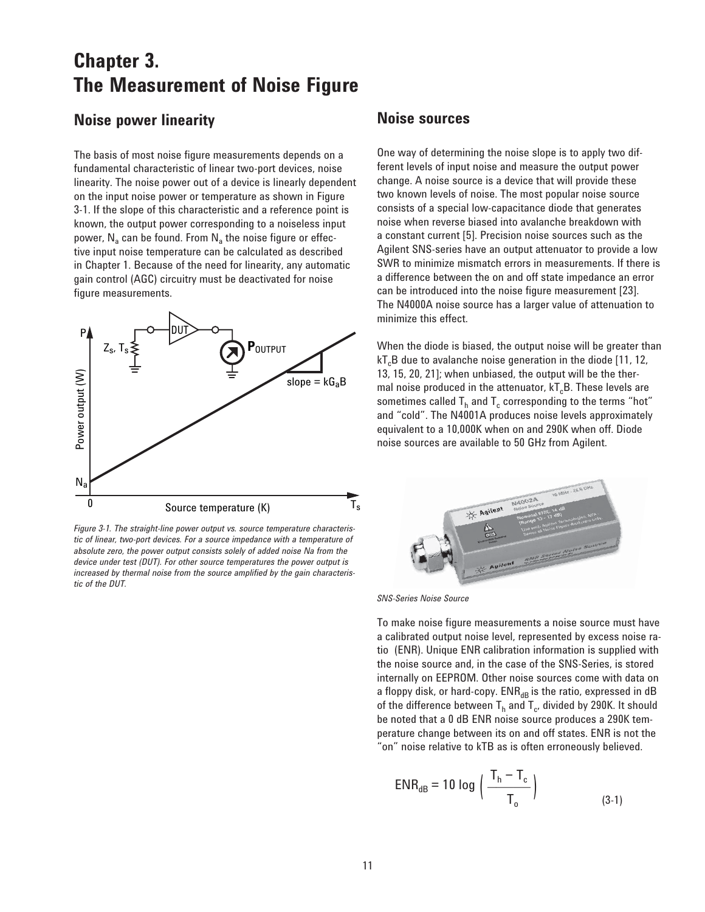# Chapter 3. The Measurement of Noise Figure

## Noise power linearity

The basis of most noise figure measurements depends on a fundamental characteristic of linear two-port devices, noise linearity. The noise power out of a device is linearly dependent on the input noise power or temperature as shown in Figure 3-1. If the slope of this characteristic and a reference point is known, the output power corresponding to a noiseless input power, $N_a$ can be found. From $N_a$ the noise figure or effective input noise temperature can be calculated as described in Chapter 1. Because of the need for linearity, any automatic gain control (AGC) circuitry must be deactivated for noise figure measurements.

P

$Z_s$, $T_s$

DUT

$P_{OUTPUT}$

slope = $kG_aB$

Power output (W)

$N_a$

0

Source temperature (K)

$T_s$

*Figure 3-1. The straight-line power output vs. source temperature characteristic of linear, two-port devices. For a source impedance with a temperature of absolute zero, the power output consists solely of added noise Na from the device under test (DUT). For other source temperatures the power output is increased by thermal noise from the source amplified by the gain characteristic of the DUT.*

## Noise sources

One way of determining the noise slope is to apply two different levels of input noise and measure the output power change. A noise source is a device that will provide these two known levels of noise. The most popular noise source consists of a special low-capacitance diode that generates noise when reverse biased into avalanche breakdown with a constant current [5]. Precision noise sources such as the Agilent SNS-series have an output attenuator to provide a low SWR to minimize mismatch errors in measurements. If there is a difference between the on and off state impedance an error can be introduced into the noise figure measurement [23]. The N4000A noise source has a larger value of attenuation to minimize this effect.

When the diode is biased, the output noise will be greater than $kT_cB$ due to avalanche noise generation in the diode [11, 12, 13, 15, 20, 21]; when unbiased, the output will be the thermal noise produced in the attenuator, $kT_cB$. These levels are sometimes called $T_h$ and $T_c$ corresponding to the terms "hot" and "cold". The N4001A produces noise levels approximately equivalent to a 10,000K when on and 290K when off. Diode noise sources are available to 50 GHz from Agilent.

*SNS-Series Noise Source*

To make noise figure measurements a noise source must have a calibrated output noise level, represented by excess noise ratio (ENR). Unique ENR calibration information is supplied with the noise source and, in the case of the SNS-Series, is stored internally on EEPROM. Other noise sources come with data on a floppy disk, or hard-copy. $ENR_{dB}$ is the ratio, expressed in dB of the difference between $T_h$ and $T_c$, divided by 290K. It should be noted that a 0 dB ENR noise source produces a 290K temperature change between its on and off states. ENR is not the "on" noise relative to kTB as is often erroneously believed.

$$ENR_{dB} = 10 \log \left( \frac{T_h - T_c}{T_o} \right) \quad (3\text{-}1)$$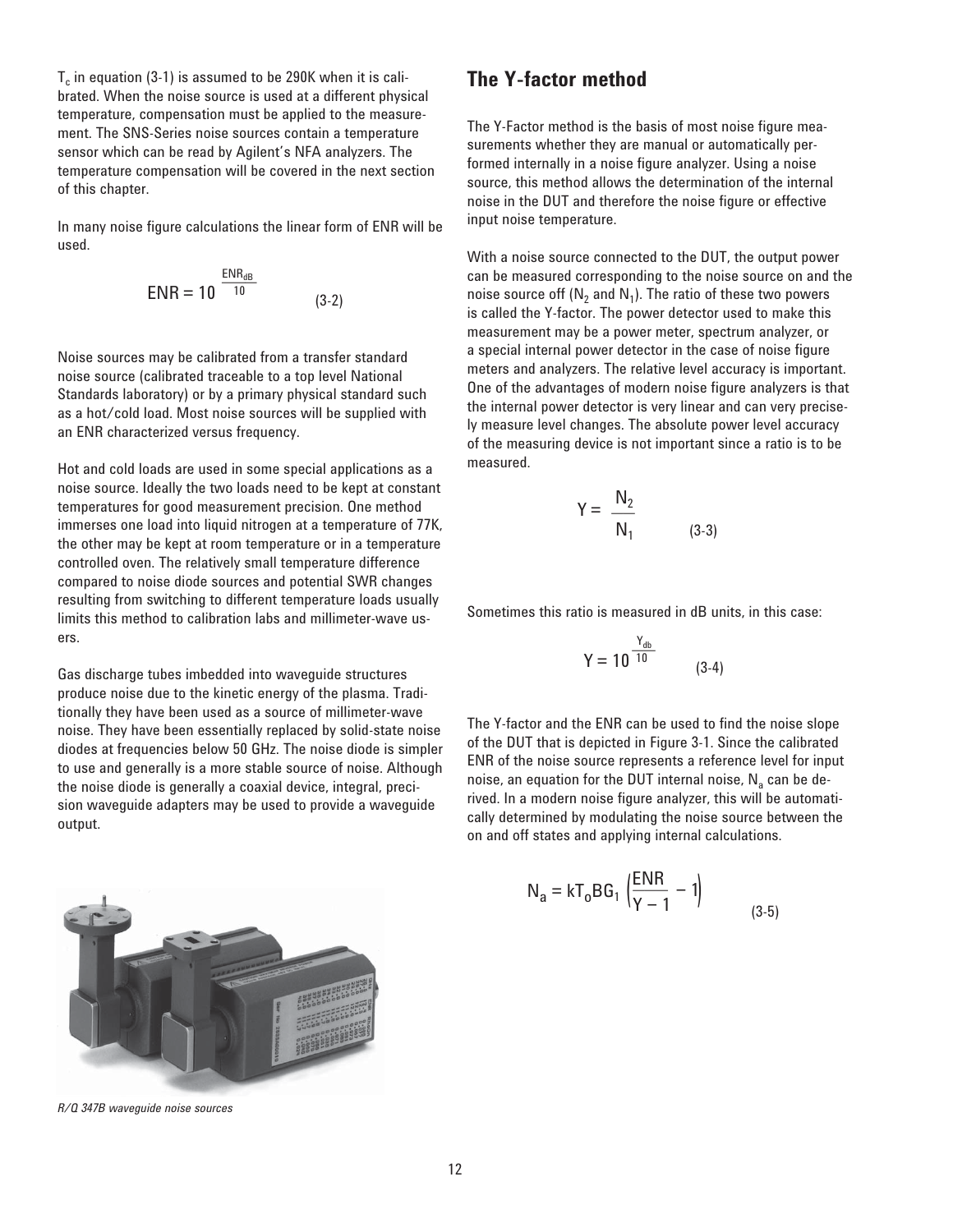$T_c$ in equation (3-1) is assumed to be 290K when it is calibrated. When the noise source is used at a different physical temperature, compensation must be applied to the measurement. The SNS-Series noise sources contain a temperature sensor which can be read by Agilent's NFA analyzers. The temperature compensation will be covered in the next section of this chapter.

In many noise figure calculations the linear form of ENR will be used.

$$ENR = 10^{\frac{ENR_{dB}}{10}} \qquad (3\text{-}2)$$

Noise sources may be calibrated from a transfer standard noise source (calibrated traceable to a top level National Standards laboratory) or by a primary physical standard such as a hot/cold load. Most noise sources will be supplied with an ENR characterized versus frequency.

Hot and cold loads are used in some special applications as a noise source. Ideally the two loads need to be kept at constant temperatures for good measurement precision. One method immerses one load into liquid nitrogen at a temperature of 77K, the other may be kept at room temperature or in a temperature controlled oven. The relatively small temperature difference compared to noise diode sources and potential SWR changes resulting from switching to different temperature loads usually limits this method to calibration labs and millimeter-wave users.

Gas discharge tubes imbedded into waveguide structures produce noise due to the kinetic energy of the plasma. Traditionally they have been used as a source of millimeter-wave noise. They have been essentially replaced by solid-state noise diodes at frequencies below 50 GHz. The noise diode is simpler to use and generally is a more stable source of noise. Although the noise diode is generally a coaxial device, integral, precision waveguide adapters may be used to provide a waveguide output.

*R/Q 347B waveguide noise sources*

## The Y-factor method

The Y-Factor method is the basis of most noise figure measurements whether they are manual or automatically performed internally in a noise figure analyzer. Using a noise source, this method allows the determination of the internal noise in the DUT and therefore the noise figure or effective input noise temperature.

With a noise source connected to the DUT, the output power can be measured corresponding to the noise source on and the noise source off ($N_2$ and $N_1$). The ratio of these two powers is called the Y-factor. The power detector used to make this measurement may be a power meter, spectrum analyzer, or a special internal power detector in the case of noise figure meters and analyzers. The relative level accuracy is important. One of the advantages of modern noise figure analyzers is that the internal power detector is very linear and can very precisely measure level changes. The absolute power level accuracy of the measuring device is not important since a ratio is to be measured.

$$Y = \frac{N_2}{N_1} \qquad (3\text{-}3)$$

Sometimes this ratio is measured in dB units, in this case:

$$Y = 10^{\frac{Y_{db}}{10}} \qquad (3\text{-}4)$$

The Y-factor and the ENR can be used to find the noise slope of the DUT that is depicted in Figure 3-1. Since the calibrated ENR of the noise source represents a reference level for input noise, an equation for the DUT internal noise, $N_a$ can be derived. In a modern noise figure analyzer, this will be automatically determined by modulating the noise source between the on and off states and applying internal calculations.

$$N_a = kT_oBG_1\left(\frac{ENR}{Y-1} - 1\right) \qquad (3\text{-}5)$$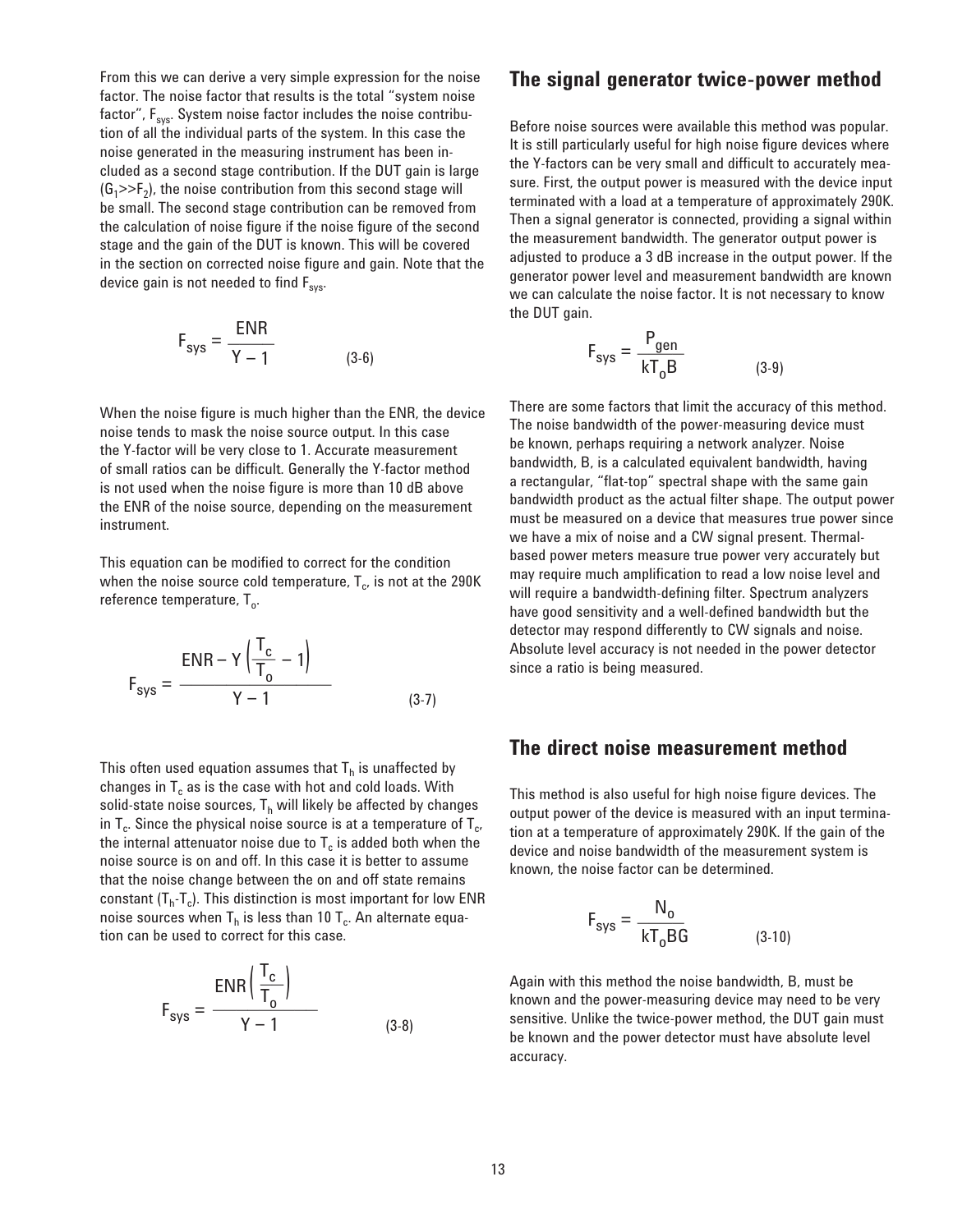From this we can derive a very simple expression for the noise factor. The noise factor that results is the total "system noise factor", $F_{sys}$. System noise factor includes the noise contribution of all the individual parts of the system. In this case the noise generated in the measuring instrument has been included as a second stage contribution. If the DUT gain is large ($G_1$>>$F_2$), the noise contribution from this second stage will be small. The second stage contribution can be removed from the calculation of noise figure if the noise figure of the second stage and the gain of the DUT is known. This will be covered in the section on corrected noise figure and gain. Note that the device gain is not needed to find $F_{sys}$.

$$F_{sys} = \frac{ENR}{Y - 1} \qquad (3\text{-}6)$$

When the noise figure is much higher than the ENR, the device noise tends to mask the noise source output. In this case the Y-factor will be very close to 1. Accurate measurement of small ratios can be difficult. Generally the Y-factor method is not used when the noise figure is more than 10 dB above the ENR of the noise source, depending on the measurement instrument.

This equation can be modified to correct for the condition when the noise source cold temperature, $T_c$, is not at the 290K reference temperature, $T_o$.

$$F_{sys} = \frac{ENR - Y\left(\frac{T_c}{T_o} - 1\right)}{Y - 1} \qquad (3\text{-}7)$$

This often used equation assumes that $T_h$ is unaffected by changes in $T_c$ as is the case with hot and cold loads. With solid-state noise sources, $T_h$ will likely be affected by changes in $T_c$. Since the physical noise source is at a temperature of $T_c$, the internal attenuator noise due to $T_c$ is added both when the noise source is on and off. In this case it is better to assume that the noise change between the on and off state remains constant ($T_h$-$T_c$). This distinction is most important for low ENR noise sources when $T_h$ is less than 10 $T_c$. An alternate equation can be used to correct for this case.

$$F_{sys} = \frac{ENR\left(\frac{T_c}{T_o}\right)}{Y - 1} \qquad (3\text{-}8)$$

## The signal generator twice-power method

Before noise sources were available this method was popular. It is still particularly useful for high noise figure devices where the Y-factors can be very small and difficult to accurately measure. First, the output power is measured with the device input terminated with a load at a temperature of approximately 290K. Then a signal generator is connected, providing a signal within the measurement bandwidth. The generator output power is adjusted to produce a 3 dB increase in the output power. If the generator power level and measurement bandwidth are known we can calculate the noise factor. It is not necessary to know the DUT gain.

$$F_{sys} = \frac{P_{gen}}{kT_oB} \qquad (3\text{-}9)$$

There are some factors that limit the accuracy of this method. The noise bandwidth of the power-measuring device must be known, perhaps requiring a network analyzer. Noise bandwidth, B, is a calculated equivalent bandwidth, having a rectangular, "flat-top" spectral shape with the same gain bandwidth product as the actual filter shape. The output power must be measured on a device that measures true power since we have a mix of noise and a CW signal present. Thermal-based power meters measure true power very accurately but may require much amplification to read a low noise level and will require a bandwidth-defining filter. Spectrum analyzers have good sensitivity and a well-defined bandwidth but the detector may respond differently to CW signals and noise. Absolute level accuracy is not needed in the power detector since a ratio is being measured.

## The direct noise measurement method

This method is also useful for high noise figure devices. The output power of the device is measured with an input termination at a temperature of approximately 290K. If the gain of the device and noise bandwidth of the measurement system is known, the noise factor can be determined.

$$F_{sys} = \frac{N_o}{kT_oBG} \qquad (3\text{-}10)$$

Again with this method the noise bandwidth, B, must be known and the power-measuring device may need to be very sensitive. Unlike the twice-power method, the DUT gain must be known and the power detector must have absolute level accuracy.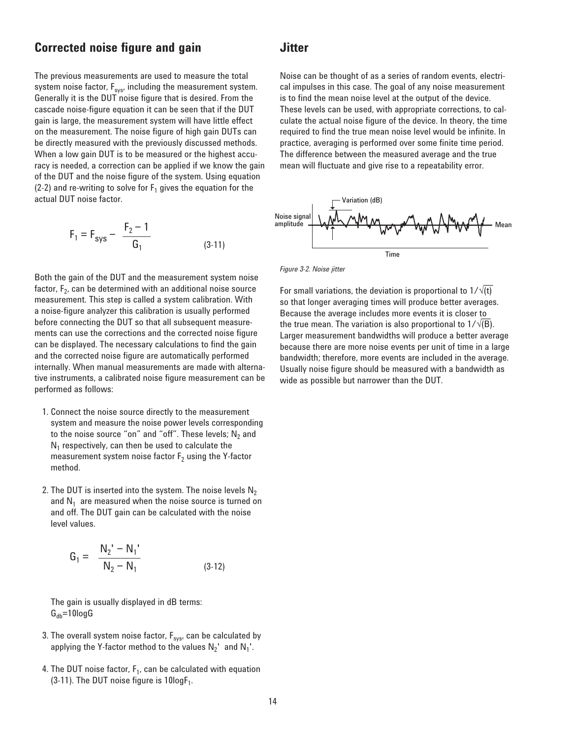## Corrected noise figure and gain

The previous measurements are used to measure the total system noise factor, $F_{sys}$, including the measurement system. Generally it is the DUT noise figure that is desired. From the cascade noise-figure equation it can be seen that if the DUT gain is large, the measurement system will have little effect on the measurement. The noise figure of high gain DUTs can be directly measured with the previously discussed methods. When a low gain DUT is to be measured or the highest accuracy is needed, a correction can be applied if we know the gain of the DUT and the noise figure of the system. Using equation (2-2) and re-writing to solve for $F_1$ gives the equation for the actual DUT noise factor.

$$F_1 = F_{sys} - \frac{F_2 - 1}{G_1} \qquad (3\text{-}11)$$

Both the gain of the DUT and the measurement system noise factor, $F_2$, can be determined with an additional noise source measurement. This step is called a system calibration. With a noise-figure analyzer this calibration is usually performed before connecting the DUT so that all subsequent measurements can use the corrections and the corrected noise figure can be displayed. The necessary calculations to find the gain and the corrected noise figure are automatically performed internally. When manual measurements are made with alternative instruments, a calibrated noise figure measurement can be performed as follows:

1. Connect the noise source directly to the measurement system and measure the noise power levels corresponding to the noise source "on" and "off". These levels; $N_2$ and $N_1$ respectively, can then be used to calculate the measurement system noise factor $F_2$ using the Y-factor method.

2. The DUT is inserted into the system. The noise levels $N_2$ and $N_1$ are measured when the noise source is turned on and off. The DUT gain can be calculated with the noise level values.

$$G_1 = \frac{N_2' - N_1'}{N_2 - N_1} \qquad (3\text{-}12)$$

   The gain is usually displayed in dB terms:
   $G_{db}$=10logG

3. The overall system noise factor, $F_{sys}$, can be calculated by applying the Y-factor method to the values $N_2'$ and $N_1'$.

4. The DUT noise factor, $F_1$, can be calculated with equation (3-11). The DUT noise figure is 10log$F_1$.

## Jitter

Noise can be thought of as a series of random events, electrical impulses in this case. The goal of any noise measurement is to find the mean noise level at the output of the device. These levels can be used, with appropriate corrections, to calculate the actual noise figure of the device. In theory, the time required to find the true mean noise level would be infinite. In practice, averaging is performed over some finite time period. The difference between the measured average and the true mean will fluctuate and give rise to a repeatability error.

Variation (dB)

Noise signal amplitude

Mean

Time

*Figure 3-2. Noise jitter*

For small variations, the deviation is proportional to $1/\sqrt{(t)}$ so that longer averaging times will produce better averages. Because the average includes more events it is closer to the true mean. The variation is also proportional to $1/\sqrt{(B)}$. Larger measurement bandwidths will produce a better average because there are more noise events per unit of time in a large bandwidth; therefore, more events are included in the average. Usually noise figure should be measured with a bandwidth as wide as possible but narrower than the DUT.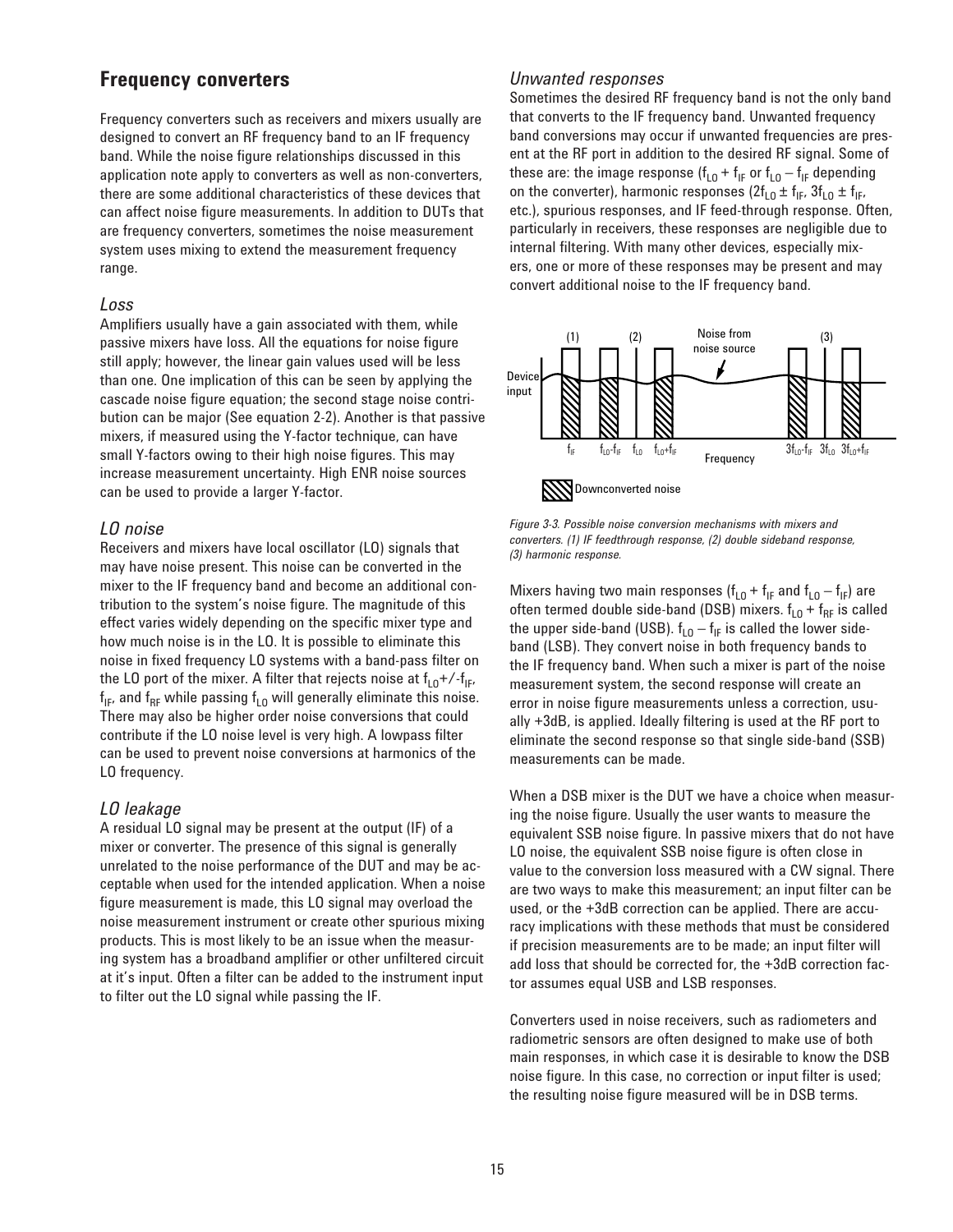## Frequency converters

Frequency converters such as receivers and mixers usually are designed to convert an RF frequency band to an IF frequency band. While the noise figure relationships discussed in this application note apply to converters as well as non-converters, there are some additional characteristics of these devices that can affect noise figure measurements. In addition to DUTs that are frequency converters, sometimes the noise measurement system uses mixing to extend the measurement frequency range.

### *Loss*

Amplifiers usually have a gain associated with them, while passive mixers have loss. All the equations for noise figure still apply; however, the linear gain values used will be less than one. One implication of this can be seen by applying the cascade noise figure equation; the second stage noise contribution can be major (See equation 2-2). Another is that passive mixers, if measured using the Y-factor technique, can have small Y-factors owing to their high noise figures. This may increase measurement uncertainty. High ENR noise sources can be used to provide a larger Y-factor.

### *LO noise*

Receivers and mixers have local oscillator (LO) signals that may have noise present. This noise can be converted in the mixer to the IF frequency band and become an additional contribution to the system's noise figure. The magnitude of this effect varies widely depending on the specific mixer type and how much noise is in the LO. It is possible to eliminate this noise in fixed frequency LO systems with a band-pass filter on the LO port of the mixer. A filter that rejects noise at $f_{LO}$+/-$f_{IF}$, $f_{IF}$, and $f_{RF}$ while passing $f_{LO}$ will generally eliminate this noise. There may also be higher order noise conversions that could contribute if the LO noise level is very high. A lowpass filter can be used to prevent noise conversions at harmonics of the LO frequency.

### *LO leakage*

A residual LO signal may be present at the output (IF) of a mixer or converter. The presence of this signal is generally unrelated to the noise performance of the DUT and may be acceptable when used for the intended application. When a noise figure measurement is made, this LO signal may overload the noise measurement instrument or create other spurious mixing products. This is most likely to be an issue when the measuring system has a broadband amplifier or other unfiltered circuit at it's input. Often a filter can be added to the instrument input to filter out the LO signal while passing the IF.

### *Unwanted responses*

Sometimes the desired RF frequency band is not the only band that converts to the IF frequency band. Unwanted frequency band conversions may occur if unwanted frequencies are present at the RF port in addition to the desired RF signal. Some of these are: the image response ($f_{LO} + f_{IF}$ or $f_{LO} - f_{IF}$ depending on the converter), harmonic responses ($2f_{LO} \pm f_{IF}$, $3f_{LO} \pm f_{IF}$, etc.), spurious responses, and IF feed-through response. Often, particularly in receivers, these responses are negligible due to internal filtering. With many other devices, especially mixers, one or more of these responses may be present and may convert additional noise to the IF frequency band.

(1) (2) Noise from noise source (3)

Device input

$f_{IF}$ $f_{LO}$-$f_{IF}$ $f_{LO}$ $f_{LO}$+$f_{IF}$ Frequency $3f_{LO}$-$f_{IF}$ $3f_{LO}$ $3f_{LO}$+$f_{IF}$

Downconverted noise

*Figure 3-3. Possible noise conversion mechanisms with mixers and converters. (1) IF feedthrough response, (2) double sideband response, (3) harmonic response.*

Mixers having two main responses ($f_{LO} + f_{IF}$ and $f_{LO} - f_{IF}$) are often termed double side-band (DSB) mixers. $f_{LO} + f_{RF}$ is called the upper side-band (USB). $f_{LO} - f_{IF}$ is called the lower side-band (LSB). They convert noise in both frequency bands to the IF frequency band. When such a mixer is part of the noise measurement system, the second response will create an error in noise figure measurements unless a correction, usually +3dB, is applied. Ideally filtering is used at the RF port to eliminate the second response so that single side-band (SSB) measurements can be made.

When a DSB mixer is the DUT we have a choice when measuring the noise figure. Usually the user wants to measure the equivalent SSB noise figure. In passive mixers that do not have LO noise, the equivalent SSB noise figure is often close in value to the conversion loss measured with a CW signal. There are two ways to make this measurement; an input filter can be used, or the +3dB correction can be applied. There are accuracy implications with these methods that must be considered if precision measurements are to be made; an input filter will add loss that should be corrected for, the +3dB correction factor assumes equal USB and LSB responses.

Converters used in noise receivers, such as radiometers and radiometric sensors are often designed to make use of both main responses, in which case it is desirable to know the DSB noise figure. In this case, no correction or input filter is used; the resulting noise figure measured will be in DSB terms.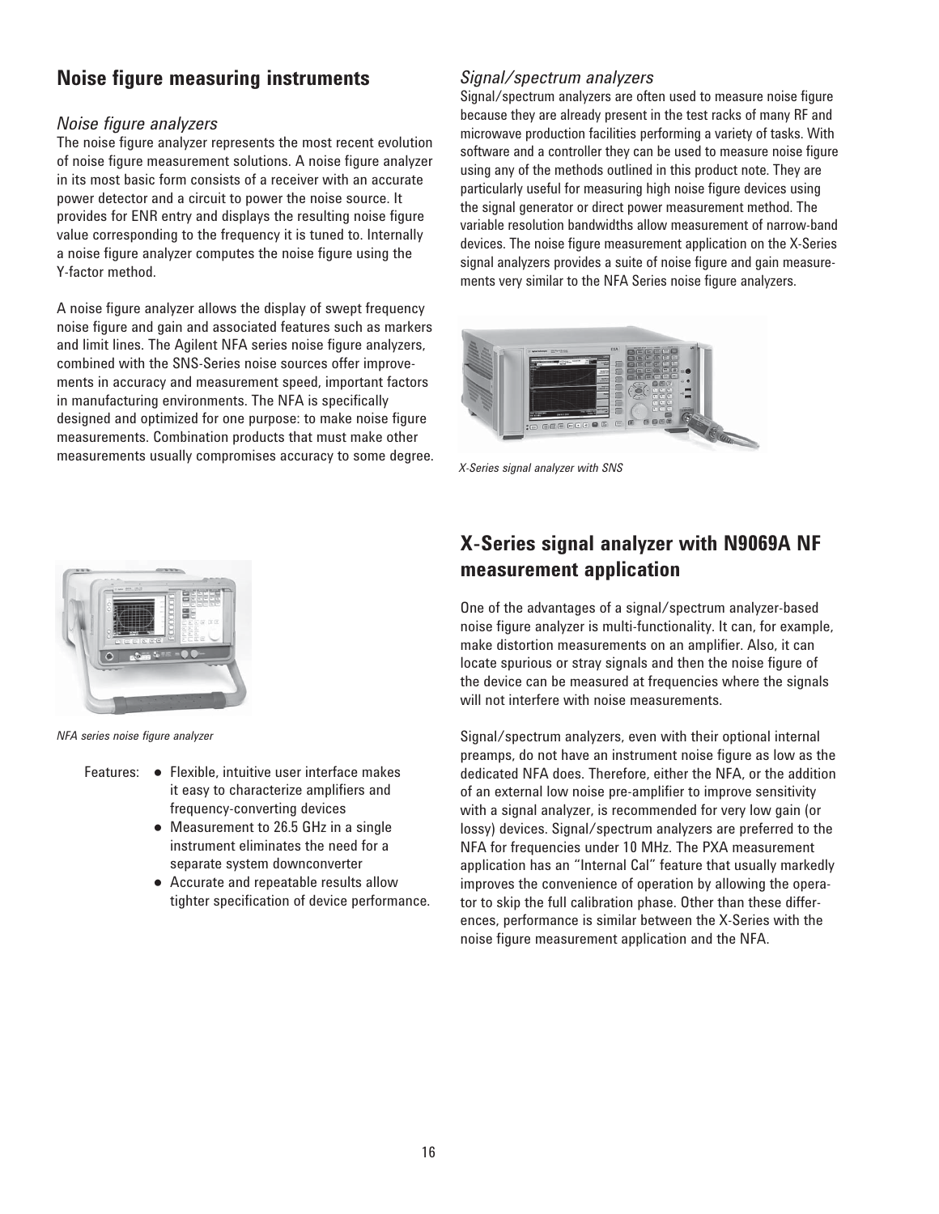## Noise figure measuring instruments

### *Noise figure analyzers*

The noise figure analyzer represents the most recent evolution of noise figure measurement solutions. A noise figure analyzer in its most basic form consists of a receiver with an accurate power detector and a circuit to power the noise source. It provides for ENR entry and displays the resulting noise figure value corresponding to the frequency it is tuned to. Internally a noise figure analyzer computes the noise figure using the Y-factor method.

A noise figure analyzer allows the display of swept frequency noise figure and gain and associated features such as markers and limit lines. The Agilent NFA series noise figure analyzers, combined with the SNS-Series noise sources offer improvements in accuracy and measurement speed, important factors in manufacturing environments. The NFA is specifically designed and optimized for one purpose: to make noise figure measurements. Combination products that must make other measurements usually compromises accuracy to some degree.

*NFA series noise figure analyzer*

Features:

- Flexible, intuitive user interface makes it easy to characterize amplifiers and frequency-converting devices
- Measurement to 26.5 GHz in a single instrument eliminates the need for a separate system downconverter
- Accurate and repeatable results allow tighter specification of device performance.

### *Signal/spectrum analyzers*

Signal/spectrum analyzers are often used to measure noise figure because they are already present in the test racks of many RF and microwave production facilities performing a variety of tasks. With software and a controller they can be used to measure noise figure using any of the methods outlined in this product note. They are particularly useful for measuring high noise figure devices using the signal generator or direct power measurement method. The variable resolution bandwidths allow measurement of narrow-band devices. The noise figure measurement application on the X-Series signal analyzers provides a suite of noise figure and gain measurements very similar to the NFA Series noise figure analyzers.

*X-Series signal analyzer with SNS*

## X-Series signal analyzer with N9069A NF measurement application

One of the advantages of a signal/spectrum analyzer-based noise figure analyzer is multi-functionality. It can, for example, make distortion measurements on an amplifier. Also, it can locate spurious or stray signals and then the noise figure of the device can be measured at frequencies where the signals will not interfere with noise measurements.

Signal/spectrum analyzers, even with their optional internal preamps, do not have an instrument noise figure as low as the dedicated NFA does. Therefore, either the NFA, or the addition of an external low noise pre-amplifier to improve sensitivity with a signal analyzer, is recommended for very low gain (or lossy) devices. Signal/spectrum analyzers are preferred to the NFA for frequencies under 10 MHz. The PXA measurement application has an "Internal Cal" feature that usually markedly improves the convenience of operation by allowing the operator to skip the full calibration phase. Other than these differences, performance is similar between the X-Series with the noise figure measurement application and the NFA.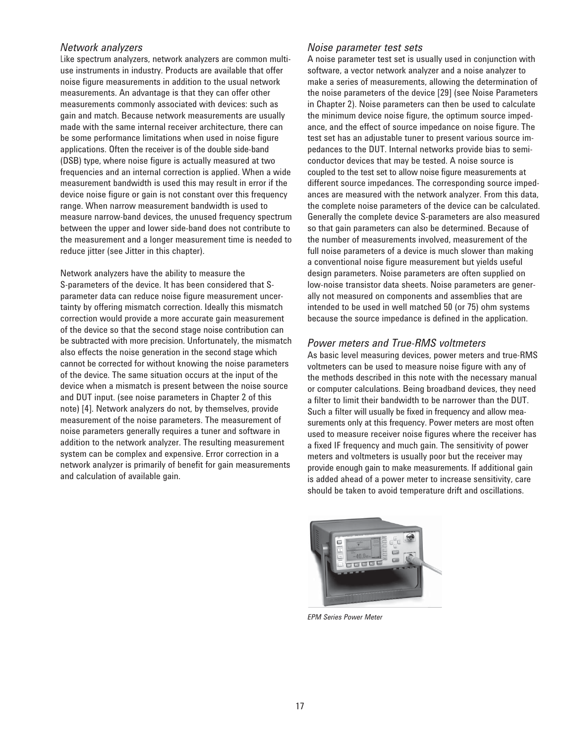### *Network analyzers*

Like spectrum analyzers, network analyzers are common multi-use instruments in industry. Products are available that offer noise figure measurements in addition to the usual network measurements. An advantage is that they can offer other measurements commonly associated with devices: such as gain and match. Because network measurements are usually made with the same internal receiver architecture, there can be some performance limitations when used in noise figure applications. Often the receiver is of the double side-band (DSB) type, where noise figure is actually measured at two frequencies and an internal correction is applied. When a wide measurement bandwidth is used this may result in error if the device noise figure or gain is not constant over this frequency range. When narrow measurement bandwidth is used to measure narrow-band devices, the unused frequency spectrum between the upper and lower side-band does not contribute to the measurement and a longer measurement time is needed to reduce jitter (see Jitter in this chapter).

Network analyzers have the ability to measure the S-parameters of the device. It has been considered that S-parameter data can reduce noise figure measurement uncertainty by offering mismatch correction. Ideally this mismatch correction would provide a more accurate gain measurement of the device so that the second stage noise contribution can be subtracted with more precision. Unfortunately, the mismatch also effects the noise generation in the second stage which cannot be corrected for without knowing the noise parameters of the device. The same situation occurs at the input of the device when a mismatch is present between the noise source and DUT input. (see noise parameters in Chapter 2 of this note) [4]. Network analyzers do not, by themselves, provide measurement of the noise parameters. The measurement of noise parameters generally requires a tuner and software in addition to the network analyzer. The resulting measurement system can be complex and expensive. Error correction in a network analyzer is primarily of benefit for gain measurements and calculation of available gain.

### *Noise parameter test sets*

A noise parameter test set is usually used in conjunction with software, a vector network analyzer and a noise analyzer to make a series of measurements, allowing the determination of the noise parameters of the device [29] (see Noise Parameters in Chapter 2). Noise parameters can then be used to calculate the minimum device noise figure, the optimum source impedance, and the effect of source impedance on noise figure. The test set has an adjustable tuner to present various source impedances to the DUT. Internal networks provide bias to semiconductor devices that may be tested. A noise source is coupled to the test set to allow noise figure measurements at different source impedances. The corresponding source impedances are measured with the network analyzer. From this data, the complete noise parameters of the device can be calculated. Generally the complete device S-parameters are also measured so that gain parameters can also be determined. Because of the number of measurements involved, measurement of the full noise parameters of a device is much slower than making a conventional noise figure measurement but yields useful design parameters. Noise parameters are often supplied on low-noise transistor data sheets. Noise parameters are generally not measured on components and assemblies that are intended to be used in well matched 50 (or 75) ohm systems because the source impedance is defined in the application.

### *Power meters and True-RMS voltmeters*

As basic level measuring devices, power meters and true-RMS voltmeters can be used to measure noise figure with any of the methods described in this note with the necessary manual or computer calculations. Being broadband devices, they need a filter to limit their bandwidth to be narrower than the DUT. Such a filter will usually be fixed in frequency and allow measurements only at this frequency. Power meters are most often used to measure receiver noise figures where the receiver has a fixed IF frequency and much gain. The sensitivity of power meters and voltmeters is usually poor but the receiver may provide enough gain to make measurements. If additional gain is added ahead of a power meter to increase sensitivity, care should be taken to avoid temperature drift and oscillations.

*EPM Series Power Meter*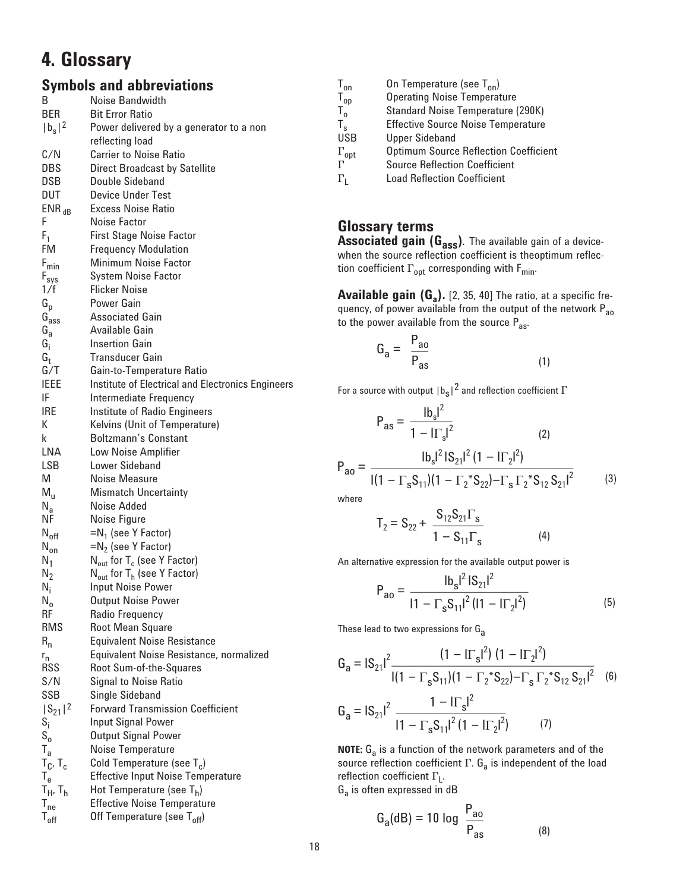# 4. Glossary

## Symbols and abbreviations

| | |
|---|---|
| B | Noise Bandwidth |
| BER | Bit Error Ratio |
| $\|b_s\|^2$ | Power delivered by a generator to a non reflecting load |
| C/N | Carrier to Noise Ratio |
| DBS | Direct Broadcast by Satellite |
| DSB | Double Sideband |
| DUT | Device Under Test |
| $ENR_{dB}$ | Excess Noise Ratio |
| F | Noise Factor |
| $F_1$ | First Stage Noise Factor |
| FM | Frequency Modulation |
| $F_{min}$ | Minimum Noise Factor |
| $F_{sys}$ | System Noise Factor |
| 1/f | Flicker Noise |
| $G_p$ | Power Gain |
| $G_{ass}$ | Associated Gain |
| $G_a$ | Available Gain |
| $G_i$ | Insertion Gain |
| $G_t$ | Transducer Gain |
| G/T | Gain-to-Temperature Ratio |
| IEEE | Institute of Electrical and Electronics Engineers |
| IF | Intermediate Frequency |
| IRE | Institute of Radio Engineers |
| K | Kelvins (Unit of Temperature) |
| k | Boltzmann's Constant |
| LNA | Low Noise Amplifier |
| LSB | Lower Sideband |
| M | Noise Measure |
| $M_u$ | Mismatch Uncertainty |
| $N_a$ | Noise Added |
| NF | Noise Figure |
| $N_{off}$ | $=N_1$ (see Y Factor) |
| $N_{on}$ | $=N_2$ (see Y Factor) |
| $N_1$ | $N_{out}$ for $T_c$ (see Y Factor) |
| $N_2$ | $N_{out}$ for $T_h$ (see Y Factor) |
| $N_i$ | Input Noise Power |
| $N_o$ | Output Noise Power |
| RF | Radio Frequency |
| RMS | Root Mean Square |
| $R_n$ | Equivalent Noise Resistance |
| $r_n$ | Equivalent Noise Resistance, normalized |
| RSS | Root Sum-of-the-Squares |
| S/N | Signal to Noise Ratio |
| SSB | Single Sideband |
| $\|S_{21}\|^2$ | Forward Transmission Coefficient |
| $S_i$ | Input Signal Power |
| $S_o$ | Output Signal Power |
| $T_a$ | Noise Temperature |
| $T_C$, $T_c$ | Cold Temperature (see $T_c$) |
| $T_e$ | Effective Input Noise Temperature |
| $T_H$, $T_h$ | Hot Temperature (see $T_h$) |
| $T_{ne}$ | Effective Noise Temperature |
| $T_{off}$ | Off Temperature (see $T_{off}$) |
| $T_{on}$ | On Temperature (see $T_{on}$) |
| $T_{op}$ | Operating Noise Temperature |
| $T_o$ | Standard Noise Temperature (290K) |
| $T_s$ | Effective Source Noise Temperature |
| USB | Upper Sideband |
| $\Gamma_{opt}$ | Optimum Source Reflection Coefficient |
| $\Gamma$ | Source Reflection Coefficient |
| $\Gamma_L$ | Load Reflection Coefficient |

## Glossary terms

**Associated gain ($G_{ass}$)**. The available gain of a device- when the source reflection coefficient is theoptimum reflection coefficient $\Gamma_{opt}$ corresponding with $F_{min}$.

**Available gain ($G_a$).** [2, 35, 40] The ratio, at a specific frequency, of power available from the output of the network $P_{ao}$ to the power available from the source $P_{as}$.

$$G_a = \frac{P_{ao}}{P_{as}} \qquad (1)$$

For a source with output $|b_s|^2$ and reflection coefficient $\Gamma$

$$P_{as} = \frac{|b_s|^2}{1 - |\Gamma_s|^2} \qquad (2)$$

$$P_{ao} = \frac{|b_s|^2 |S_{21}|^2 (1 - |\Gamma_2|^2)}{|(1 - \Gamma_s S_{11})(1 - \Gamma_2{}^* S_{22}) - \Gamma_s \Gamma_2{}^* S_{12} S_{21}|^2} \qquad (3)$$

where

$$T_2 = S_{22} + \frac{S_{12} S_{21} \Gamma_s}{1 - S_{11} \Gamma_s} \qquad (4)$$

An alternative expression for the available output power is

$$P_{ao} = \frac{|b_s|^2 |S_{21}|^2}{|1 - \Gamma_s S_{11}|^2 (|1 - |\Gamma_2|^2)} \qquad (5)$$

These lead to two expressions for $G_a$

$$G_a = |S_{21}|^2 \frac{(1 - |\Gamma_s|^2)(1 - |\Gamma_2|^2)}{|(1 - \Gamma_s S_{11})(1 - \Gamma_2{}^* S_{22}) - \Gamma_s \Gamma_2{}^* S_{12} S_{21}|^2} \qquad (6)$$

$$G_a = |S_{21}|^2 \frac{1 - |\Gamma_s|^2}{|1 - \Gamma_s S_{11}|^2 (1 - |\Gamma_2|^2)} \qquad (7)$$

**NOTE:** $G_a$ is a function of the network parameters and of the source reflection coefficient $\Gamma$. $G_a$ is independent of the load reflection coefficient $\Gamma_L$.
$G_a$ is often expressed in dB

$$G_a(\text{dB}) = 10 \log \frac{P_{ao}}{P_{as}} \qquad (8)$$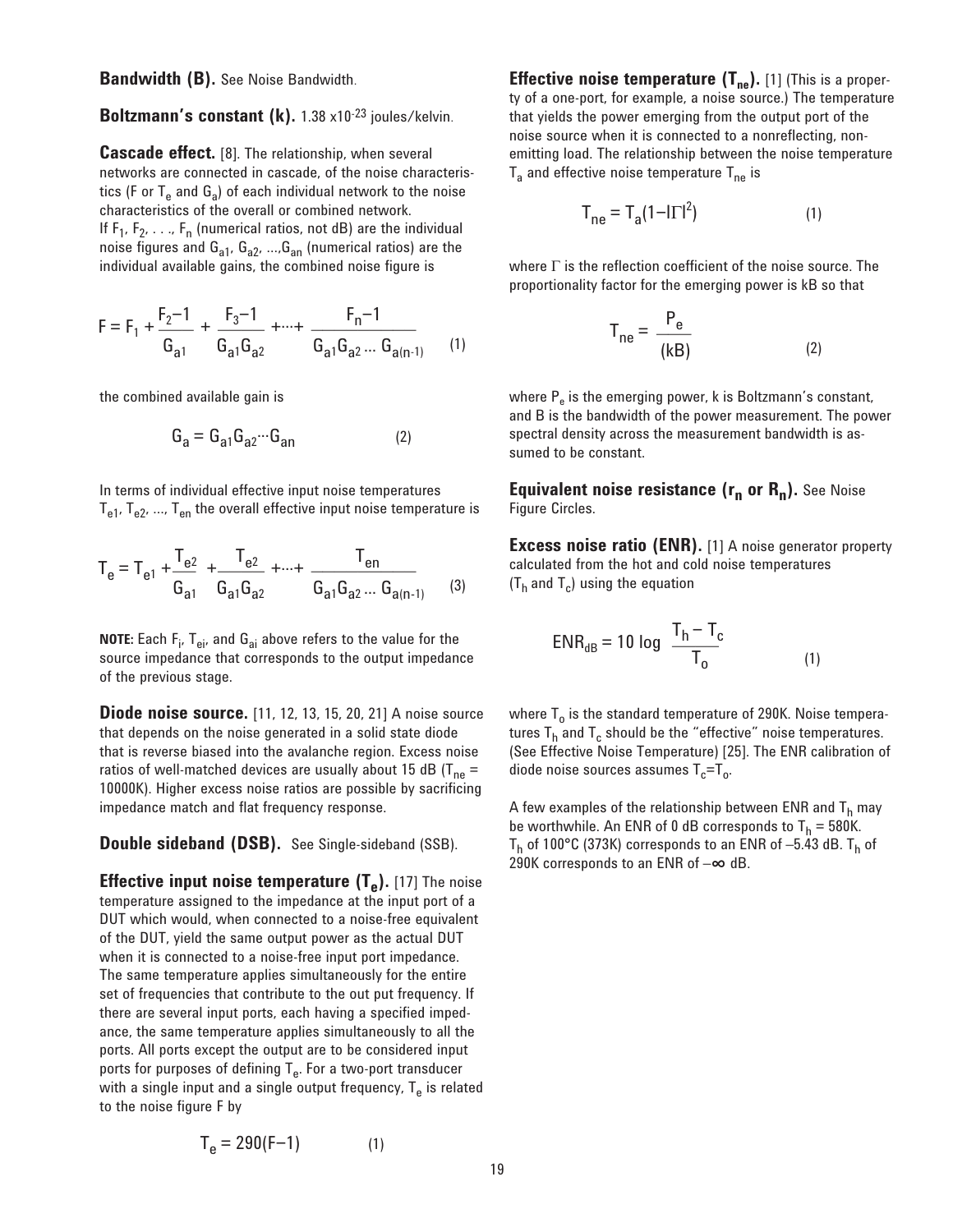**Bandwidth (B).** See Noise Bandwidth.

**Boltzmann's constant (k).** 1.38 x$10^{-23}$ joules/kelvin.

**Cascade effect.** [8]. The relationship, when several networks are connected in cascade, of the noise characteristics (F or $T_e$ and $G_a$) of each individual network to the noise characteristics of the overall or combined network.
If $F_1, F_2, \ldots, F_n$ (numerical ratios, not dB) are the individual noise figures and $G_{a1}, G_{a2}, \ldots, G_{an}$ (numerical ratios) are the individual available gains, the combined noise figure is

$$F = F_1 + \frac{F_2-1}{G_{a1}} + \frac{F_3-1}{G_{a1}G_{a2}} + \cdots + \frac{F_n-1}{G_{a1}G_{a2} \ldots G_{a(n-1)}} \qquad (1)$$

the combined available gain is

$$G_a = G_{a1}G_{a2} \cdots G_{an} \qquad (2)$$

In terms of individual effective input noise temperatures $T_{e1}, T_{e2}, \ldots, T_{en}$ the overall effective input noise temperature is

$$T_e = T_{e1} + \frac{T_{e2}}{G_{a1}} + \frac{T_{e2}}{G_{a1}G_{a2}} + \cdots + \frac{T_{en}}{G_{a1}G_{a2} \ldots G_{a(n-1)}} \qquad (3)$$

**NOTE:** Each $F_i$, $T_{ei}$, and $G_{ai}$ above refers to the value for the source impedance that corresponds to the output impedance of the previous stage.

**Diode noise source.** [11, 12, 13, 15, 20, 21] A noise source that depends on the noise generated in a solid state diode that is reverse biased into the avalanche region. Excess noise ratios of well-matched devices are usually about 15 dB ($T_{ne}$ = 10000K). Higher excess noise ratios are possible by sacrificing impedance match and flat frequency response.

**Double sideband (DSB).** See Single-sideband (SSB).

**Effective input noise temperature ($T_e$).** [17] The noise temperature assigned to the impedance at the input port of a DUT which would, when connected to a noise-free equivalent of the DUT, yield the same output power as the actual DUT when it is connected to a noise-free input port impedance. The same temperature applies simultaneously for the entire set of frequencies that contribute to the out put frequency. If there are several input ports, each having a specified impedance, the same temperature applies simultaneously to all the ports. All ports except the output are to be considered input ports for purposes of defining $T_e$. For a two-port transducer with a single input and a single output frequency, $T_e$ is related to the noise figure F by

$$T_e = 290(F-1) \qquad (1)$$

**Effective noise temperature ($T_{ne}$).** [1] (This is a property of a one-port, for example, a noise source.) The temperature that yields the power emerging from the output port of the noise source when it is connected to a nonreflecting, nonemitting load. The relationship between the noise temperature $T_a$ and effective noise temperature $T_{ne}$ is

$$T_{ne} = T_a(1-|\Gamma|^2) \qquad (1)$$

where $\Gamma$ is the reflection coefficient of the noise source. The proportionality factor for the emerging power is kB so that

$$T_{ne} = \frac{P_e}{(kB)} \qquad (2)$$

where $P_e$ is the emerging power, k is Boltzmann's constant, and B is the bandwidth of the power measurement. The power spectral density across the measurement bandwidth is assumed to be constant.

**Equivalent noise resistance ($r_n$ or $R_n$).** See Noise Figure Circles.

**Excess noise ratio (ENR).** [1] A noise generator property calculated from the hot and cold noise temperatures ($T_h$ and $T_c$) using the equation

$$ENR_{dB} = 10 \log \frac{T_h - T_c}{T_o} \qquad (1)$$

where $T_o$ is the standard temperature of 290K. Noise temperatures $T_h$ and $T_c$ should be the "effective" noise temperatures. (See Effective Noise Temperature) [25]. The ENR calibration of diode noise sources assumes $T_c$=$T_o$.

A few examples of the relationship between ENR and $T_h$ may be worthwhile. An ENR of 0 dB corresponds to $T_h$ = 580K. $T_h$ of 100°C (373K) corresponds to an ENR of –5.43 dB. $T_h$ of 290K corresponds to an ENR of $-\infty$ dB.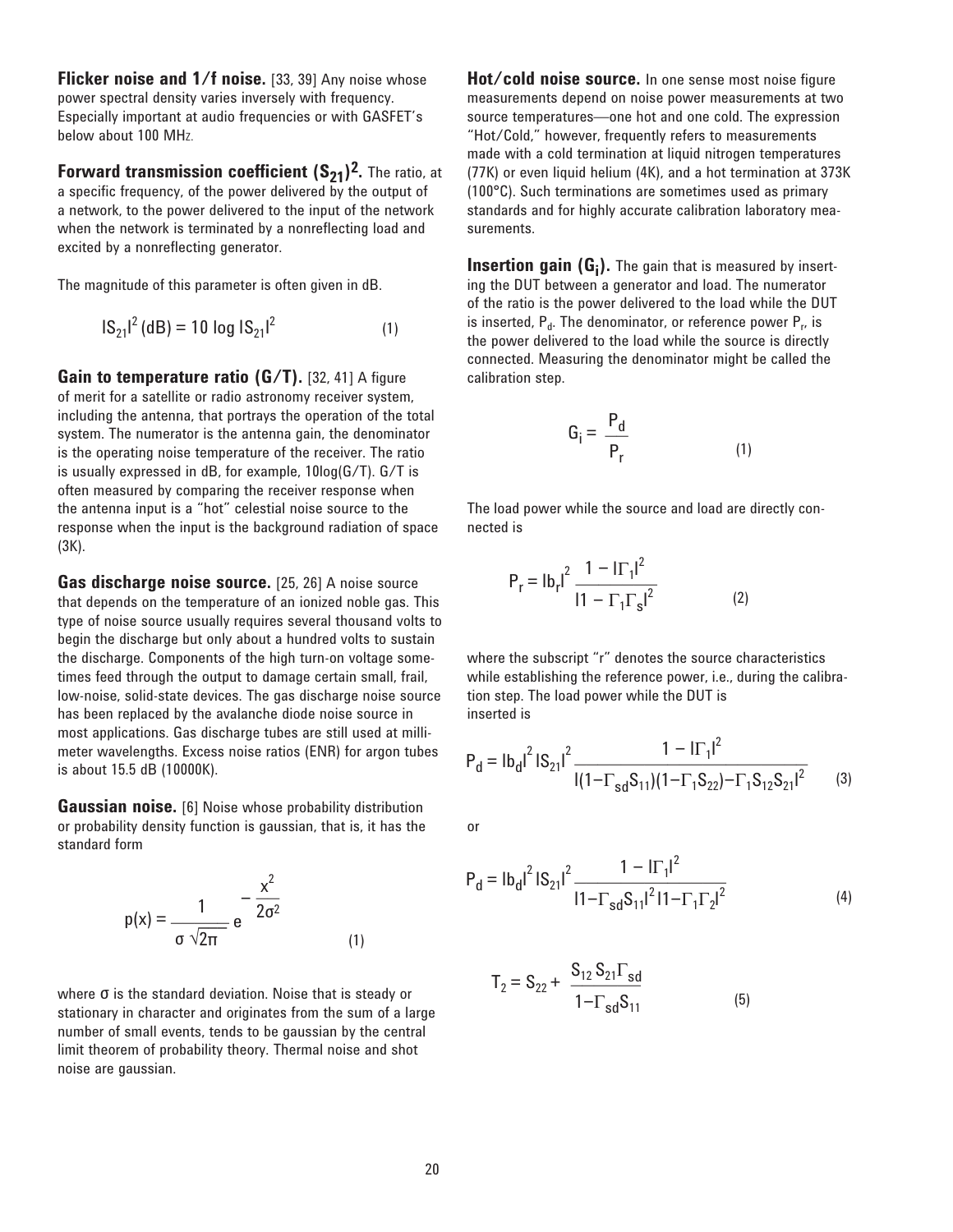**Flicker noise and 1/f noise.** [33, 39] Any noise whose power spectral density varies inversely with frequency. Especially important at audio frequencies or with GASFET's below about 100 MHz.

**Forward transmission coefficient $(S_{21})^2$.** The ratio, at a specific frequency, of the power delivered by the output of a network, to the power delivered to the input of the network when the network is terminated by a nonreflecting load and excited by a nonreflecting generator.

The magnitude of this parameter is often given in dB.

$$|S_{21}|^2\,(\text{dB}) = 10 \log |S_{21}|^2 \qquad (1)$$

**Gain to temperature ratio (G/T).** [32, 41] A figure of merit for a satellite or radio astronomy receiver system, including the antenna, that portrays the operation of the total system. The numerator is the antenna gain, the denominator is the operating noise temperature of the receiver. The ratio is usually expressed in dB, for example, 10log(G/T). G/T is often measured by comparing the receiver response when the antenna input is a "hot" celestial noise source to the response when the input is the background radiation of space (3K).

**Gas discharge noise source.** [25, 26] A noise source that depends on the temperature of an ionized noble gas. This type of noise source usually requires several thousand volts to begin the discharge but only about a hundred volts to sustain the discharge. Components of the high turn-on voltage sometimes feed through the output to damage certain small, frail, low-noise, solid-state devices. The gas discharge noise source has been replaced by the avalanche diode noise source in most applications. Gas discharge tubes are still used at millimeter wavelengths. Excess noise ratios (ENR) for argon tubes is about 15.5 dB (10000K).

**Gaussian noise.** [6] Noise whose probability distribution or probability density function is gaussian, that is, it has the standard form

$$p(x) = \frac{1}{\sigma\sqrt{2\pi}}\, e^{-\frac{x^2}{2\sigma^2}} \qquad (1)$$

where σ is the standard deviation. Noise that is steady or stationary in character and originates from the sum of a large number of small events, tends to be gaussian by the central limit theorem of probability theory. Thermal noise and shot noise are gaussian.

**Hot/cold noise source.** In one sense most noise figure measurements depend on noise power measurements at two source temperatures—one hot and one cold. The expression "Hot/Cold," however, frequently refers to measurements made with a cold termination at liquid nitrogen temperatures (77K) or even liquid helium (4K), and a hot termination at 373K (100°C). Such terminations are sometimes used as primary standards and for highly accurate calibration laboratory measurements.

**Insertion gain $(G_i)$.** The gain that is measured by inserting the DUT between a generator and load. The numerator of the ratio is the power delivered to the load while the DUT is inserted, $P_d$. The denominator, or reference power $P_r$, is the power delivered to the load while the source is directly connected. Measuring the denominator might be called the calibration step.

$$G_i = \frac{P_d}{P_r} \qquad (1)$$

The load power while the source and load are directly connected is

$$P_r = |b_r|^2 \frac{1 - |\Gamma_1|^2}{|1 - \Gamma_1\Gamma_s|^2} \qquad (2)$$

where the subscript "r" denotes the source characteristics while establishing the reference power, i.e., during the calibration step. The load power while the DUT is inserted is

$$P_d = |b_d|^2 |S_{21}|^2 \frac{1 - |\Gamma_1|^2}{|(1-\Gamma_{sd}S_{11})(1-\Gamma_1 S_{22}) - \Gamma_1 S_{12}S_{21}|^2} \qquad (3)$$

or

$$P_d = |b_d|^2 |S_{21}|^2 \frac{1 - |\Gamma_1|^2}{|1-\Gamma_{sd}S_{11}|^2 |1-\Gamma_1\Gamma_2|^2} \qquad (4)$$

$$T_2 = S_{22} + \frac{S_{12}S_{21}\Gamma_{sd}}{1-\Gamma_{sd}S_{11}} \qquad (5)$$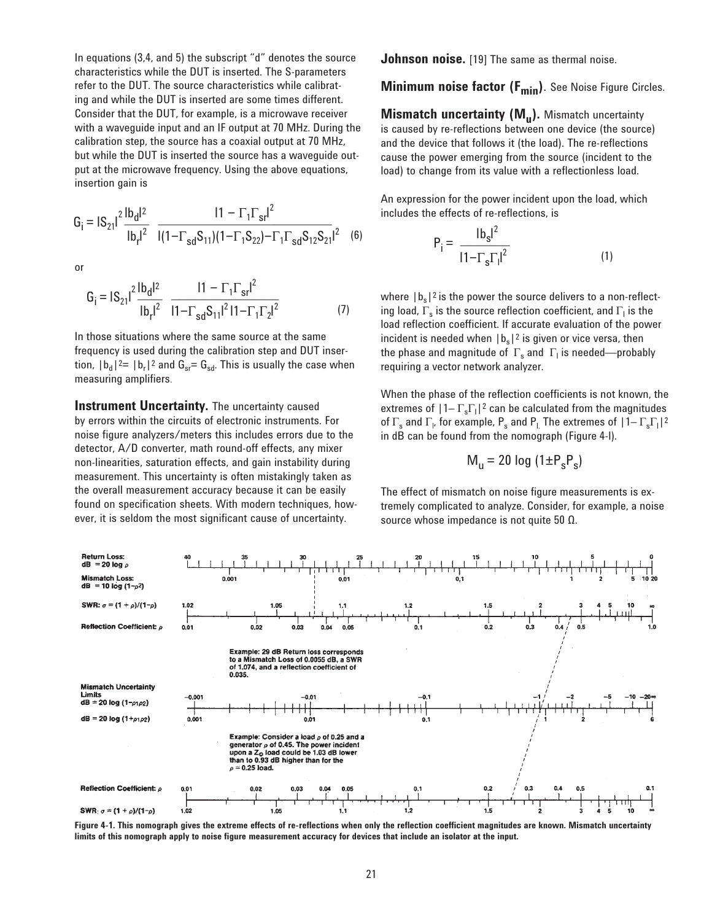In equations (3,4, and 5) the subscript "d" denotes the source characteristics while the DUT is inserted. The S-parameters refer to the DUT. The source characteristics while calibrating and while the DUT is inserted are some times different. Consider that the DUT, for example, is a microwave receiver with a waveguide input and an IF output at 70 MHz. During the calibration step, the source has a coaxial output at 70 MHz, but while the DUT is inserted the source has a waveguide output at the microwave frequency. Using the above equations, insertion gain is

$$G_i = |S_{21}|^2 \frac{|b_d|^2}{|b_r|^2} \frac{|1 - \Gamma_1 \Gamma_{sr}|^2}{|(1-\Gamma_{sd}S_{11})(1-\Gamma_1 S_{22})-\Gamma_1 \Gamma_{sd} S_{12} S_{21}|^2} \quad (6)$$

or

$$G_i = |S_{21}|^2 \frac{|b_d|^2}{|b_r|^2} \frac{|1 - \Gamma_1 \Gamma_{sr}|^2}{|1-\Gamma_{sd}S_{11}|^2 |1-\Gamma_1 \Gamma_2|^2} \quad (7)$$

In those situations where the same source at the same frequency is used during the calibration step and DUT insertion, $|b_d|^2 = |b_r|^2$ and $G_{sr} = G_{sd}$. This is usually the case when measuring amplifiers.

**Instrument Uncertainty.** The uncertainty caused by errors within the circuits of electronic instruments. For noise figure analyzers/meters this includes errors due to the detector, A/D converter, math round-off effects, any mixer non-linearities, saturation effects, and gain instability during measurement. This uncertainty is often mistakingly taken as the overall measurement accuracy because it can be easily found on specification sheets. With modern techniques, however, it is seldom the most significant cause of uncertainty.

**Johnson noise.** [19] The same as thermal noise.

**Minimum noise factor ($F_{min}$).** See Noise Figure Circles.

**Mismatch uncertainty ($M_u$).** Mismatch uncertainty is caused by re-reflections between one device (the source) and the device that follows it (the load). The re-reflections cause the power emerging from the source (incident to the load) to change from its value with a reflectionless load.

An expression for the power incident upon the load, which includes the effects of re-reflections, is

$$P_i = \frac{|b_s|^2}{|1-\Gamma_s \Gamma_l|^2} \quad (1)$$

where $|b_s|^2$ is the power the source delivers to a non-reflecting load, $\Gamma_s$ is the source reflection coefficient, and $\Gamma_l$ is the load reflection coefficient. If accurate evaluation of the power incident is needed when $|b_s|^2$ is given or vice versa, then the phase and magnitude of $\Gamma_s$ and $\Gamma_l$ is needed—probably requiring a vector network analyzer.

When the phase of the reflection coefficients is not known, the extremes of $|1-\Gamma_s\Gamma_l|^2$ can be calculated from the magnitudes of $\Gamma_s$ and $\Gamma_l$, for example, $P_s$ and $P_l$. The extremes of $|1-\Gamma_s\Gamma_l|^2$ in dB can be found from the nomograph (Figure 4-l).

$$M_u = 20 \log (1 \pm P_s P_s)$$

The effect of mismatch on noise figure measurements is extremely complicated to analyze. Consider, for example, a noise source whose impedance is not quite 50 Ω.

Return Loss: dB = 20 log ρ — 40, 35, 30, 25, 20, 15, 10, 5, 0

Mismatch Loss: dB = 10 log (1−ρ²) — 0.001, 0.01, 0.1, 1, 2, 5, 10, 20

SWR: σ = (1 + ρ)/(1−ρ) — 1.02, 1.05, 1.1, 1.2, 1.5, 2, 3, 4, 5, 10, ∞

Reflection Coefficient: ρ — 0.01, 0.02, 0.03, 0.04, 0.05, 0.1, 0.2, 0.3, 0.4, 0.5, 1.0

Example: 29 dB Return loss corresponds to a Mismatch Loss of 0.0055 dB, a SWR of 1.074, and a reflection coefficient of 0.035.

Mismatch Uncertainty Limits dB = 20 log (1−ρ1ρ2) — −0.001, −0.01, −0.1, −1, −2, −5, −10, −20, −∞

dB = 20 log (1+ρ1ρ2) — 0.001, 0.01, 0.1, 1, 2, 6

Example: Consider a load ρ of 0.25 and a generator ρ of 0.45. The power incident upon a $Z_o$ load could be 1.03 dB lower than to 0.93 dB higher than for the ρ = 0.25 load.

Reflection Coefficient: ρ — 0.01, 0.02, 0.03, 0.04, 0.05, 0.1, 0.2, 0.3, 0.4, 0.5, 0.1

SWR: σ = (1 + ρ)/(1−ρ) — 1.02, 1.05, 1.1, 1.2, 1.5, 2, 3, 4, 5, 10, ∞

**Figure 4-1. This nomograph gives the extreme effects of re-reflections when only the reflection coefficient magnitudes are known. Mismatch uncertainty limits of this nomograph apply to noise figure measurement accuracy for devices that include an isolator at the input.**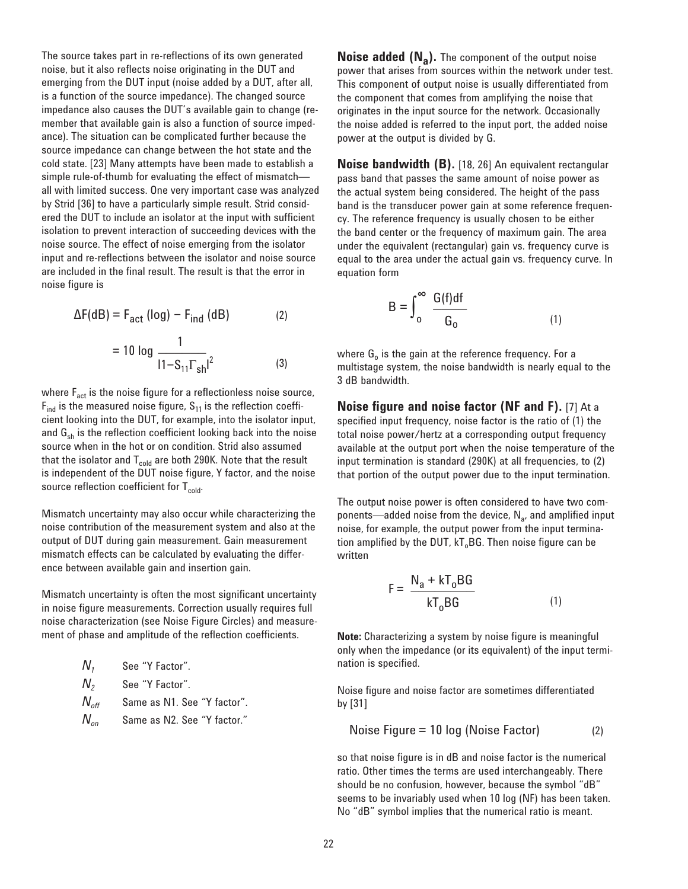The source takes part in re-reflections of its own generated noise, but it also reflects noise originating in the DUT and emerging from the DUT input (noise added by a DUT, after all, is a function of the source impedance). The changed source impedance also causes the DUT's available gain to change (remember that available gain is also a function of source impedance). The situation can be complicated further because the source impedance can change between the hot state and the cold state. [23] Many attempts have been made to establish a simple rule-of-thumb for evaluating the effect of mismatch—all with limited success. One very important case was analyzed by Strid [36] to have a particularly simple result. Strid considered the DUT to include an isolator at the input with sufficient isolation to prevent interaction of succeeding devices with the noise source. The effect of noise emerging from the isolator input and re-reflections between the isolator and noise source are included in the final result. The result is that the error in noise figure is

$$\Delta F(\text{dB}) = F_{act}\ (\text{log}) - F_{ind}\ (\text{dB}) \qquad (2)$$

$$= 10 \log \frac{1}{|1 - S_{11}\Gamma_{sh}|^2} \qquad (3)$$

where $F_{act}$ is the noise figure for a reflectionless noise source, $F_{ind}$ is the measured noise figure, $S_{11}$ is the reflection coefficient looking into the DUT, for example, into the isolator input, and $G_{sh}$ is the reflection coefficient looking back into the noise source when in the hot or on condition. Strid also assumed that the isolator and $T_{cold}$ are both 290K. Note that the result is independent of the DUT noise figure, Y factor, and the noise source reflection coefficient for $T_{cold}$.

Mismatch uncertainty may also occur while characterizing the noise contribution of the measurement system and also at the output of DUT during gain measurement. Gain measurement mismatch effects can be calculated by evaluating the difference between available gain and insertion gain.

Mismatch uncertainty is often the most significant uncertainty in noise figure measurements. Correction usually requires full noise characterization (see Noise Figure Circles) and measurement of phase and amplitude of the reflection coefficients.

$N_1$ See "Y Factor".

$N_2$ See "Y Factor".

$N_{off}$ Same as N1. See "Y factor".

$N_{on}$ Same as N2. See "Y factor."

**Noise added ($N_a$).** The component of the output noise power that arises from sources within the network under test. This component of output noise is usually differentiated from the component that comes from amplifying the noise that originates in the input source for the network. Occasionally the noise added is referred to the input port, the added noise power at the output is divided by G.

**Noise bandwidth (B).** [18, 26] An equivalent rectangular pass band that passes the same amount of noise power as the actual system being considered. The height of the pass band is the transducer power gain at some reference frequency. The reference frequency is usually chosen to be either the band center or the frequency of maximum gain. The area under the equivalent (rectangular) gain vs. frequency curve is equal to the area under the actual gain vs. frequency curve. In equation form

$$B = \int_0^{\infty} \frac{G(f)df}{G_o} \qquad (1)$$

where $G_o$ is the gain at the reference frequency. For a multistage system, the noise bandwidth is nearly equal to the 3 dB bandwidth.

**Noise figure and noise factor (NF and F).** [7] At a specified input frequency, noise factor is the ratio of (1) the total noise power/hertz at a corresponding output frequency available at the output port when the noise temperature of the input termination is standard (290K) at all frequencies, to (2) that portion of the output power due to the input termination.

The output noise power is often considered to have two components—added noise from the device, $N_a$, and amplified input noise, for example, the output power from the input termination amplified by the DUT, $kT_oBG$. Then noise figure can be written

$$F = \frac{N_a + kT_oBG}{kT_oBG} \qquad (1)$$

**Note:** Characterizing a system by noise figure is meaningful only when the impedance (or its equivalent) of the input termination is specified.

Noise figure and noise factor are sometimes differentiated by [31]

$$\text{Noise Figure} = 10 \log\ (\text{Noise Factor}) \qquad (2)$$

so that noise figure is in dB and noise factor is the numerical ratio. Other times the terms are used interchangeably. There should be no confusion, however, because the symbol "dB" seems to be invariably used when 10 log (NF) has been taken. No "dB" symbol implies that the numerical ratio is meant.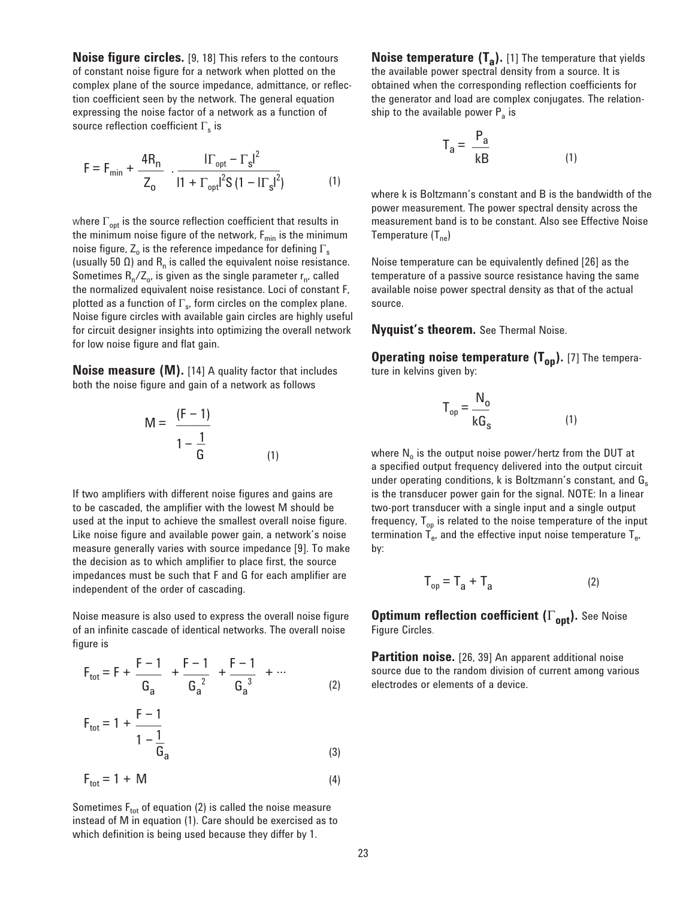**Noise figure circles.** [9, 18] This refers to the contours of constant noise figure for a network when plotted on the complex plane of the source impedance, admittance, or reflection coefficient seen by the network. The general equation expressing the noise factor of a network as a function of source reflection coefficient $\Gamma_s$ is

$$F = F_{min} + \frac{4R_n}{Z_o} \cdot \frac{|\Gamma_{opt} - \Gamma_s|^2}{|1 + \Gamma_{opt}|^2 S\,(1 - |\Gamma_s|^2)} \qquad (1)$$

where $\Gamma_{opt}$ is the source reflection coefficient that results in the minimum noise figure of the network, $F_{min}$ is the minimum noise figure, $Z_o$ is the reference impedance for defining $\Gamma_s$ (usually 50 Ω) and $R_n$ is called the equivalent noise resistance. Sometimes $R_n/Z_o$, is given as the single parameter $r_n$, called the normalized equivalent noise resistance. Loci of constant F, plotted as a function of $\Gamma_s$, form circles on the complex plane. Noise figure circles with available gain circles are highly useful for circuit designer insights into optimizing the overall network for low noise figure and flat gain.

**Noise measure (M).** [14] A quality factor that includes both the noise figure and gain of a network as follows

$$M = \frac{(F - 1)}{1 - \frac{1}{G}} \qquad (1)$$

If two amplifiers with different noise figures and gains are to be cascaded, the amplifier with the lowest M should be used at the input to achieve the smallest overall noise figure. Like noise figure and available power gain, a network's noise measure generally varies with source impedance [9]. To make the decision as to which amplifier to place first, the source impedances must be such that F and G for each amplifier are independent of the order of cascading.

Noise measure is also used to express the overall noise figure of an infinite cascade of identical networks. The overall noise figure is

$$F_{tot} = F + \frac{F - 1}{G_a} + \frac{F - 1}{G_a^{\,2}} + \frac{F - 1}{G_a^{\,3}} + \cdots \qquad (2)$$

$$F_{tot} = 1 + \frac{F - 1}{1 - \frac{1}{G_a}} \qquad (3)$$

$$F_{tot} = 1 + M \qquad (4)$$

Sometimes $F_{tot}$ of equation (2) is called the noise measure instead of M in equation (1). Care should be exercised as to which definition is being used because they differ by 1.

**Noise temperature ($T_a$).** [1] The temperature that yields the available power spectral density from a source. It is obtained when the corresponding reflection coefficients for the generator and load are complex conjugates. The relationship to the available power $P_a$ is

$$T_a = \frac{P_a}{kB} \qquad (1)$$

where k is Boltzmann's constant and B is the bandwidth of the power measurement. The power spectral density across the measurement band is to be constant. Also see Effective Noise Temperature ($T_{ne}$)

Noise temperature can be equivalently defined [26] as the temperature of a passive source resistance having the same available noise power spectral density as that of the actual source.

**Nyquist's theorem.** See Thermal Noise.

**Operating noise temperature ($T_{op}$).** [7] The temperature in kelvins given by:

$$T_{op} = \frac{N_o}{kG_s} \qquad (1)$$

where $N_o$ is the output noise power/hertz from the DUT at a specified output frequency delivered into the output circuit under operating conditions, k is Boltzmann's constant, and $G_s$ is the transducer power gain for the signal. NOTE: In a linear two-port transducer with a single input and a single output frequency, $T_{op}$ is related to the noise temperature of the input termination $T_e$, and the effective input noise temperature $T_e$, by:

$$T_{op} = T_a + T_a \qquad (2)$$

**Optimum reflection coefficient ($\Gamma_{opt}$).** See Noise Figure Circles.

**Partition noise.** [26, 39] An apparent additional noise source due to the random division of current among various electrodes or elements of a device.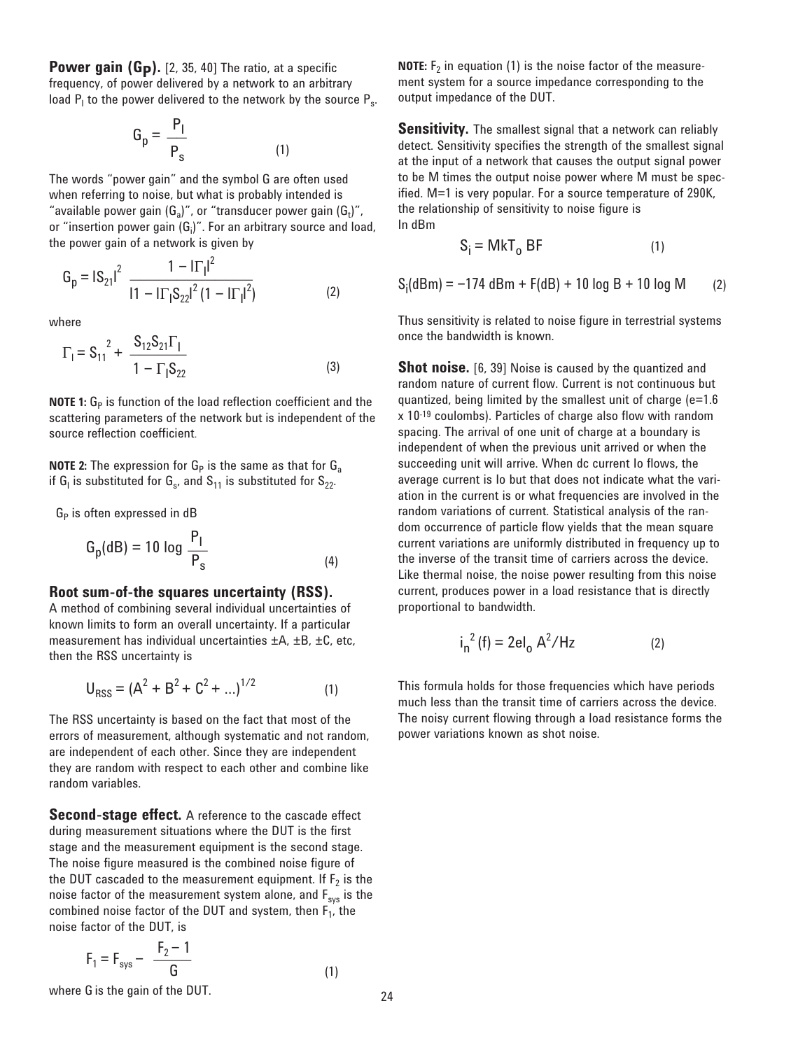**Power gain ($G_P$).** [2, 35, 40] The ratio, at a specific frequency, of power delivered by a network to an arbitrary load $P_l$ to the power delivered to the network by the source $P_s$.

$$G_p = \frac{P_l}{P_s} \qquad (1)$$

The words "power gain" and the symbol G are often used when referring to noise, but what is probably intended is "available power gain ($G_a$)", or "transducer power gain ($G_t$)", or "insertion power gain ($G_i$)". For an arbitrary source and load, the power gain of a network is given by

$$G_p = |S_{21}|^2 \; \frac{1 - |\Gamma_l|^2}{|1 - |\Gamma_l S_{22}|^2 (1 - |\Gamma_l|^2)} \qquad (2)$$

where

$$\Gamma_l = S_{11}{}^2 + \frac{S_{12}S_{21}\Gamma_l}{1 - \Gamma_l S_{22}} \qquad (3)$$

**NOTE 1:** $G_P$ is function of the load reflection coefficient and the scattering parameters of the network but is independent of the source reflection coefficient.

**NOTE 2:** The expression for $G_P$ is the same as that for $G_a$ if $G_l$ is substituted for $G_s$, and $S_{11}$ is substituted for $S_{22}$.

$G_P$ is often expressed in dB

$$G_p(\text{dB}) = 10 \log \frac{P_l}{P_s} \qquad (4)$$

**Root sum-of-the squares uncertainty (RSS).**
A method of combining several individual uncertainties of known limits to form an overall uncertainty. If a particular measurement has individual uncertainties ±A, ±B, ±C, etc, then the RSS uncertainty is

$$U_{RSS} = (A^2 + B^2 + C^2 + \ldots)^{1/2} \qquad (1)$$

The RSS uncertainty is based on the fact that most of the errors of measurement, although systematic and not random, are independent of each other. Since they are independent they are random with respect to each other and combine like random variables.

**Second-stage effect.** A reference to the cascade effect during measurement situations where the DUT is the first stage and the measurement equipment is the second stage. The noise figure measured is the combined noise figure of the DUT cascaded to the measurement equipment. If $F_2$ is the noise factor of the measurement system alone, and $F_{sys}$ is the combined noise factor of the DUT and system, then $F_1$, the noise factor of the DUT, is

$$F_1 = F_{sys} - \frac{F_2 - 1}{G} \qquad (1)$$

where G is the gain of the DUT.

**NOTE:** $F_2$ in equation (1) is the noise factor of the measurement system for a source impedance corresponding to the output impedance of the DUT.

**Sensitivity.** The smallest signal that a network can reliably detect. Sensitivity specifies the strength of the smallest signal at the input of a network that causes the output signal power to be M times the output noise power where M must be specified. M=1 is very popular. For a source temperature of 290K, the relationship of sensitivity to noise figure is
In dBm

$$S_i = MkT_o BF \qquad (1)$$

$$S_i(\text{dBm}) = -174 \text{ dBm} + F(\text{dB}) + 10 \log B + 10 \log M \qquad (2)$$

Thus sensitivity is related to noise figure in terrestrial systems once the bandwidth is known.

**Shot noise.** [6, 39] Noise is caused by the quantized and random nature of current flow. Current is not continuous but quantized, being limited by the smallest unit of charge (e=1.6 x $10^{-19}$ coulombs). Particles of charge also flow with random spacing. The arrival of one unit of charge at a boundary is independent of when the previous unit arrived or when the succeeding unit will arrive. When dc current Io flows, the average current is Io but that does not indicate what the variation in the current is or what frequencies are involved in the random variations of current. Statistical analysis of the random occurrence of particle flow yields that the mean square current variations are uniformly distributed in frequency up to the inverse of the transit time of carriers across the device. Like thermal noise, the noise power resulting from this noise current, produces power in a load resistance that is directly proportional to bandwidth.

$$i_n{}^2(f) = 2eI_o \ \text{A}^2/\text{Hz} \qquad (2)$$

This formula holds for those frequencies which have periods much less than the transit time of carriers across the device. The noisy current flowing through a load resistance forms the power variations known as shot noise.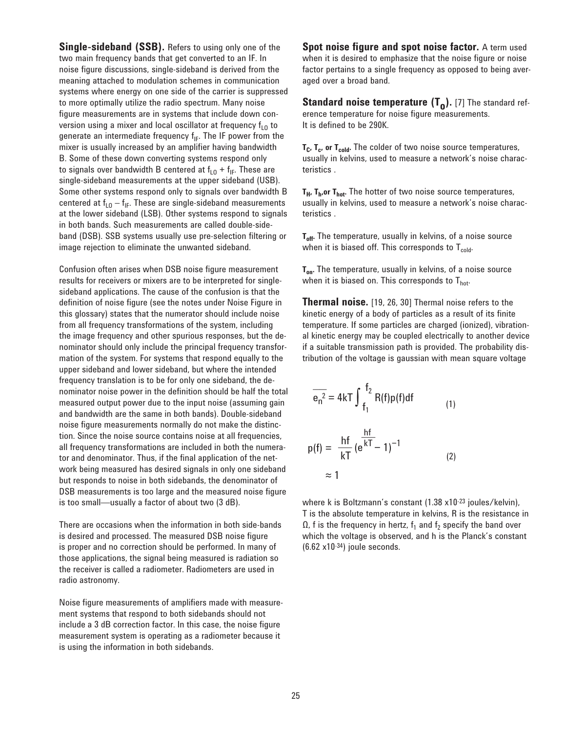**Single-sideband (SSB).** Refers to using only one of the two main frequency bands that get converted to an IF. In noise figure discussions, single-sideband is derived from the meaning attached to modulation schemes in communication systems where energy on one side of the carrier is suppressed to more optimally utilize the radio spectrum. Many noise figure measurements are in systems that include down conversion using a mixer and local oscillator at frequency $f_{LO}$ to generate an intermediate frequency $f_{IF}$. The IF power from the mixer is usually increased by an amplifier having bandwidth B. Some of these down converting systems respond only to signals over bandwidth B centered at $f_{LO} + f_{IF}$. These are single-sideband measurements at the upper sideband (USB). Some other systems respond only to signals over bandwidth B centered at $f_{LO} - f_{IF}$. These are single-sideband measurements at the lower sideband (LSB). Other systems respond to signals in both bands. Such measurements are called double-sideband (DSB). SSB systems usually use pre-selection filtering or image rejection to eliminate the unwanted sideband.

Confusion often arises when DSB noise figure measurement results for receivers or mixers are to be interpreted for single-sideband applications. The cause of the confusion is that the definition of noise figure (see the notes under Noise Figure in this glossary) states that the numerator should include noise from all frequency transformations of the system, including the image frequency and other spurious responses, but the denominator should only include the principal frequency transformation of the system. For systems that respond equally to the upper sideband and lower sideband, but where the intended frequency translation is to be for only one sideband, the denominator noise power in the definition should be half the total measured output power due to the input noise (assuming gain and bandwidth are the same in both bands). Double-sideband noise figure measurements normally do not make the distinction. Since the noise source contains noise at all frequencies, all frequency transformations are included in both the numerator and denominator. Thus, if the final application of the network being measured has desired signals in only one sideband but responds to noise in both sidebands, the denominator of DSB measurements is too large and the measured noise figure is too small—usually a factor of about two (3 dB).

There are occasions when the information in both side-bands is desired and processed. The measured DSB noise figure is proper and no correction should be performed. In many of those applications, the signal being measured is radiation so the receiver is called a radiometer. Radiometers are used in radio astronomy.

Noise figure measurements of amplifiers made with measurement systems that respond to both sidebands should not include a 3 dB correction factor. In this case, the noise figure measurement system is operating as a radiometer because it is using the information in both sidebands.

**Spot noise figure and spot noise factor.** A term used when it is desired to emphasize that the noise figure or noise factor pertains to a single frequency as opposed to being averaged over a broad band.

**Standard noise temperature ($T_o$).** [7] The standard reference temperature for noise figure measurements. It is defined to be 290K.

**$T_C$, $T_c$, or $T_{cold}$.** The colder of two noise source temperatures, usually in kelvins, used to measure a network's noise characteristics .

**$T_H$, $T_h$, or $T_{hot}$.** The hotter of two noise source temperatures, usually in kelvins, used to measure a network's noise characteristics .

**$T_{off}$.** The temperature, usually in kelvins, of a noise source when it is biased off. This corresponds to $T_{cold}$.

**$T_{on}$.** The temperature, usually in kelvins, of a noise source when it is biased on. This corresponds to $T_{hot}$.

**Thermal noise.** [19, 26, 30] Thermal noise refers to the kinetic energy of a body of particles as a result of its finite temperature. If some particles are charged (ionized), vibrational kinetic energy may be coupled electrically to another device if a suitable transmission path is provided. The probability distribution of the voltage is gaussian with mean square voltage

$$\overline{e_n^2} = 4kT \int_{f_1}^{f_2} R(f)p(f)df \qquad (1)$$

$$p(f) = \frac{hf}{kT}\left(e^{\frac{hf}{kT}} - 1\right)^{-1} \approx 1 \qquad (2)$$

where k is Boltzmann's constant (1.38 x10$^{-23}$ joules/kelvin), T is the absolute temperature in kelvins, R is the resistance in Ω, f is the frequency in hertz, $f_1$ and $f_2$ specify the band over which the voltage is observed, and h is the Planck's constant (6.62 x10$^{-34}$) joule seconds.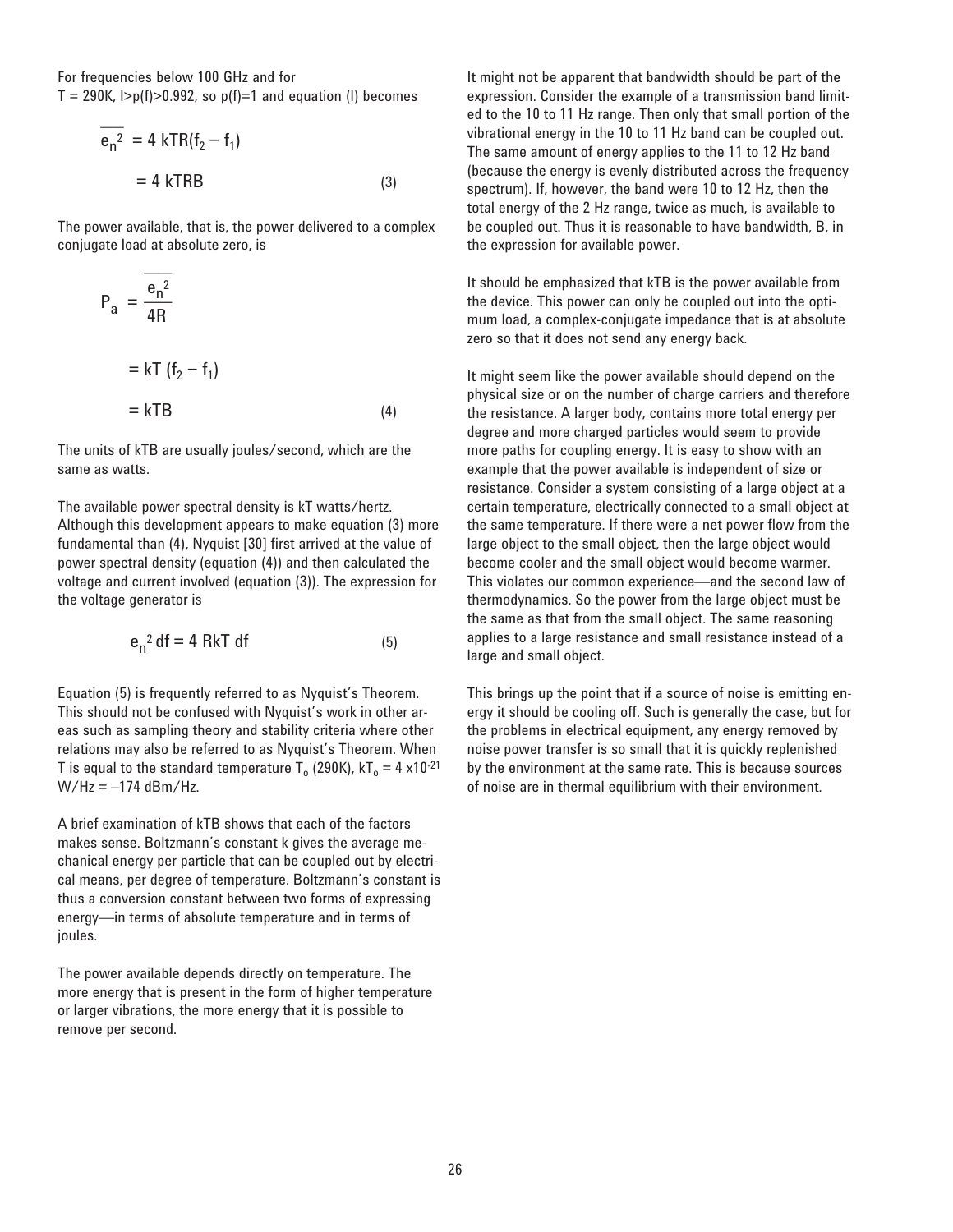For frequencies below 100 GHz and for
$T = 290K$, $I>p(f)>0.992$, so $p(f)=1$ and equation (I) becomes

$$\overline{e_n^2} = 4\,kTR(f_2 - f_1) = 4\,kTRB \qquad (3)$$

The power available, that is, the power delivered to a complex conjugate load at absolute zero, is

$$P_a = \frac{\overline{e_n^2}}{4R} = kT\,(f_2 - f_1) = kTB \qquad (4)$$

The units of kTB are usually joules/second, which are the same as watts.

The available power spectral density is kT watts/hertz. Although this development appears to make equation (3) more fundamental than (4), Nyquist [30] first arrived at the value of power spectral density (equation (4)) and then calculated the voltage and current involved (equation (3)). The expression for the voltage generator is

$$e_n^2\,df = 4\,RkT\,df \qquad (5)$$

Equation (5) is frequently referred to as Nyquist's Theorem. This should not be confused with Nyquist's work in other areas such as sampling theory and stability criteria where other relations may also be referred to as Nyquist's Theorem. When T is equal to the standard temperature $T_o$ (290K), $kT_o = 4 \times 10^{-21}$ W/Hz = –174 dBm/Hz.

A brief examination of kTB shows that each of the factors makes sense. Boltzmann's constant k gives the average mechanical energy per particle that can be coupled out by electrical means, per degree of temperature. Boltzmann's constant is thus a conversion constant between two forms of expressing energy—in terms of absolute temperature and in terms of joules.

The power available depends directly on temperature. The more energy that is present in the form of higher temperature or larger vibrations, the more energy that it is possible to remove per second.

It might not be apparent that bandwidth should be part of the expression. Consider the example of a transmission band limited to the 10 to 11 Hz range. Then only that small portion of the vibrational energy in the 10 to 11 Hz band can be coupled out. The same amount of energy applies to the 11 to 12 Hz band (because the energy is evenly distributed across the frequency spectrum). If, however, the band were 10 to 12 Hz, then the total energy of the 2 Hz range, twice as much, is available to be coupled out. Thus it is reasonable to have bandwidth, B, in the expression for available power.

It should be emphasized that kTB is the power available from the device. This power can only be coupled out into the optimum load, a complex-conjugate impedance that is at absolute zero so that it does not send any energy back.

It might seem like the power available should depend on the physical size or on the number of charge carriers and therefore the resistance. A larger body, contains more total energy per degree and more charged particles would seem to provide more paths for coupling energy. It is easy to show with an example that the power available is independent of size or resistance. Consider a system consisting of a large object at a certain temperature, electrically connected to a small object at the same temperature. If there were a net power flow from the large object to the small object, then the large object would become cooler and the small object would become warmer. This violates our common experience—and the second law of thermodynamics. So the power from the large object must be the same as that from the small object. The same reasoning applies to a large resistance and small resistance instead of a large and small object.

This brings up the point that if a source of noise is emitting energy it should be cooling off. Such is generally the case, but for the problems in electrical equipment, any energy removed by noise power transfer is so small that it is quickly replenished by the environment at the same rate. This is because sources of noise are in thermal equilibrium with their environment.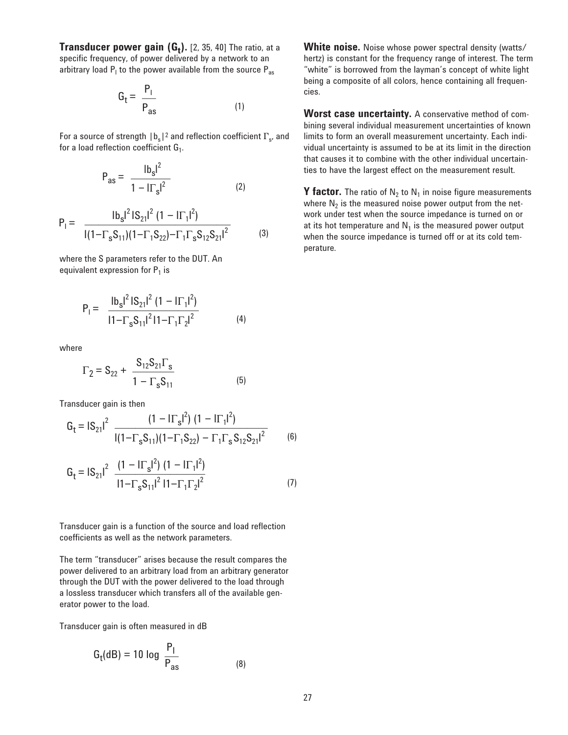**Transducer power gain ($G_t$).** [2, 35, 40] The ratio, at a specific frequency, of power delivered by a network to an arbitrary load $P_l$ to the power available from the source $P_{as}$

$$G_t = \frac{P_l}{P_{as}} \tag{1}$$

For a source of strength $|b_s|^2$ and reflection coefficient $\Gamma_s$, and for a load reflection coefficient $G_1$.

$$P_{as} = \frac{|b_s|^2}{1 - |\Gamma_s|^2} \tag{2}$$

$$P_l = \frac{|b_s|^2 |S_{21}|^2 (1 - |\Gamma_1|^2)}{|(1-\Gamma_s S_{11})(1-\Gamma_1 S_{22}) - \Gamma_1 \Gamma_s S_{12} S_{21}|^2} \tag{3}$$

where the S parameters refer to the DUT. An equivalent expression for $P_1$ is

$$P_l = \frac{|b_s|^2 |S_{21}|^2 (1 - |\Gamma_1|^2)}{|1-\Gamma_s S_{11}|^2 |1-\Gamma_1 \Gamma_2|^2} \tag{4}$$

where

$$\Gamma_2 = S_{22} + \frac{S_{12} S_{21} \Gamma_s}{1 - \Gamma_s S_{11}} \tag{5}$$

Transducer gain is then

$$G_t = |S_{21}|^2 \frac{(1 - |\Gamma_s|^2)(1 - |\Gamma_1|^2)}{|(1-\Gamma_s S_{11})(1-\Gamma_1 S_{22}) - \Gamma_1 \Gamma_s S_{12} S_{21}|^2} \tag{6}$$

$$G_t = |S_{21}|^2 \frac{(1 - |\Gamma_s|^2)(1 - |\Gamma_1|^2)}{|1-\Gamma_s S_{11}|^2 |1-\Gamma_1 \Gamma_2|^2} \tag{7}$$

Transducer gain is a function of the source and load reflection coefficients as well as the network parameters.

The term "transducer" arises because the result compares the power delivered to an arbitrary load from an arbitrary generator through the DUT with the power delivered to the load through a lossless transducer which transfers all of the available generator power to the load.

Transducer gain is often measured in dB

$$G_t(\text{dB}) = 10 \log \frac{P_l}{P_{as}} \tag{8}$$

**White noise.** Noise whose power spectral density (watts/hertz) is constant for the frequency range of interest. The term "white" is borrowed from the layman's concept of white light being a composite of all colors, hence containing all frequencies.

**Worst case uncertainty.** A conservative method of combining several individual measurement uncertainties of known limits to form an overall measurement uncertainty. Each individual uncertainty is assumed to be at its limit in the direction that causes it to combine with the other individual uncertainties to have the largest effect on the measurement result.

**Y factor.** The ratio of $N_2$ to $N_1$ in noise figure measurements where $N_2$ is the measured noise power output from the network under test when the source impedance is turned on or at its hot temperature and $N_1$ is the measured power output when the source impedance is turned off or at its cold temperature.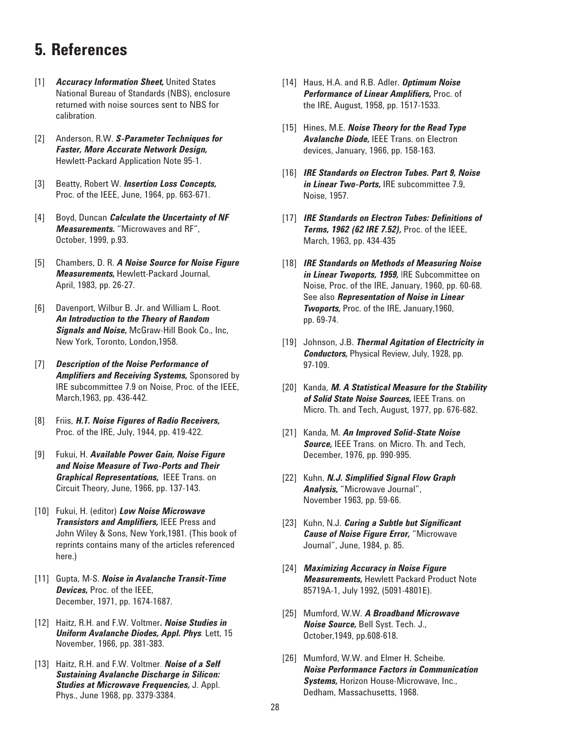# 5. References

[1] ***Accuracy Information Sheet,*** United States National Bureau of Standards (NBS), enclosure returned with noise sources sent to NBS for calibration.

[2] Anderson, R.W. ***S-Parameter Techniques for Faster, More Accurate Network Design,*** Hewlett-Packard Application Note 95-1.

[3] Beatty, Robert W. ***Insertion Loss Concepts,*** Proc. of the IEEE, June, 1964, pp. 663-671.

[4] Boyd, Duncan ***Calculate the Uncertainty of NF Measurements.*** "Microwaves and RF", October, 1999, p.93.

[5] Chambers, D. R. ***A Noise Source for Noise Figure Measurements,*** Hewlett-Packard Journal, April, 1983, pp. 26-27.

[6] Davenport, Wilbur B. Jr. and William L. Root. ***An Introduction to the Theory of Random Signals and Noise,*** McGraw-Hill Book Co., Inc, New York, Toronto, London,1958.

[7] ***Description of the Noise Performance of Amplifiers and Receiving Systems,*** Sponsored by IRE subcommittee 7.9 on Noise, Proc. of the IEEE, March,1963, pp. 436-442.

[8] Friis, ***H.T. Noise Figures of Radio Receivers,*** Proc. of the IRE, July, 1944, pp. 419-422.

[9] Fukui, H. ***Available Power Gain, Noise Figure and Noise Measure of Two-Ports and Their Graphical Representations,*** IEEE Trans. on Circuit Theory, June, 1966, pp. 137-143.

[10] Fukui, H. (editor) ***Low Noise Microwave Transistors and Amplifiers,*** IEEE Press and John Wiley & Sons, New York,1981. (This book of reprints contains many of the articles referenced here.)

[11] Gupta, M-S. ***Noise in Avalanche Transit-Time Devices,*** Proc. of the IEEE, December, 1971, pp. 1674-1687.

[12] Haitz, R.H. and F.W. Voltmer***. Noise Studies in Uniform Avalanche Diodes, Appl. Phys***. Lett, 15 November, 1966, pp. 381-383.

[13] Haitz, R.H. and F.W. Voltmer. ***Noise of a Self Sustaining Avalanche Discharge in Silicon: Studies at Microwave Frequencies,*** J. Appl. Phys., June 1968, pp. 3379-3384.

[14] Haus, H.A. and R.B. Adler. ***Optimum Noise Performance of Linear Amplifiers,*** Proc. of the IRE, August, 1958, pp. 1517-1533.

[15] Hines, M.E. ***Noise Theory for the Read Type Avalanche Diode,*** IEEE Trans. on Electron devices, January, 1966, pp. 158-163.

[16] ***IRE Standards on Electron Tubes. Part 9, Noise in Linear Two-Ports,*** IRE subcommittee 7.9, Noise, 1957.

[17] ***IRE Standards on Electron Tubes: Definitions of Terms, 1962 (62 IRE 7.52),*** Proc. of the IEEE, March, 1963, pp. 434-435

[18] ***IRE Standards on Methods of Measuring Noise in Linear Twoports, 1959,*** IRE Subcommittee on Noise, Proc. of the IRE, January, 1960, pp. 60-68. See also ***Representation of Noise in Linear Twoports,*** Proc. of the IRE, January,1960, pp. 69-74.

[19] Johnson, J.B. ***Thermal Agitation of Electricity in Conductors,*** Physical Review, July, 1928, pp. 97-109.

[20] Kanda, ***M. A Statistical Measure for the Stability of Solid State Noise Sources,*** IEEE Trans. on Micro. Th. and Tech, August, 1977, pp. 676-682.

[21] Kanda, M. ***An Improved Solid-State Noise Source,*** IEEE Trans. on Micro. Th. and Tech, December, 1976, pp. 990-995.

[22] Kuhn, ***N.J. Simplified Signal Flow Graph Analysis,*** "Microwave Journal", November 1963, pp. 59-66.

[23] Kuhn, N.J. ***Curing a Subtle but Significant Cause of Noise Figure Error,*** "Microwave Journal", June, 1984, p. 85.

[24] ***Maximizing Accuracy in Noise Figure Measurements,*** Hewlett Packard Product Note 85719A-1, July 1992, (5091-4801E).

[25] Mumford, W.W. ***A Broadband Microwave Noise Source,*** Bell Syst. Tech. J., October,1949, pp.608-618.

[26] Mumford, W.W. and Elmer H. Scheibe. ***Noise Performance Factors in Communication Systems,*** Horizon House-Microwave, Inc., Dedham, Massachusetts, 1968.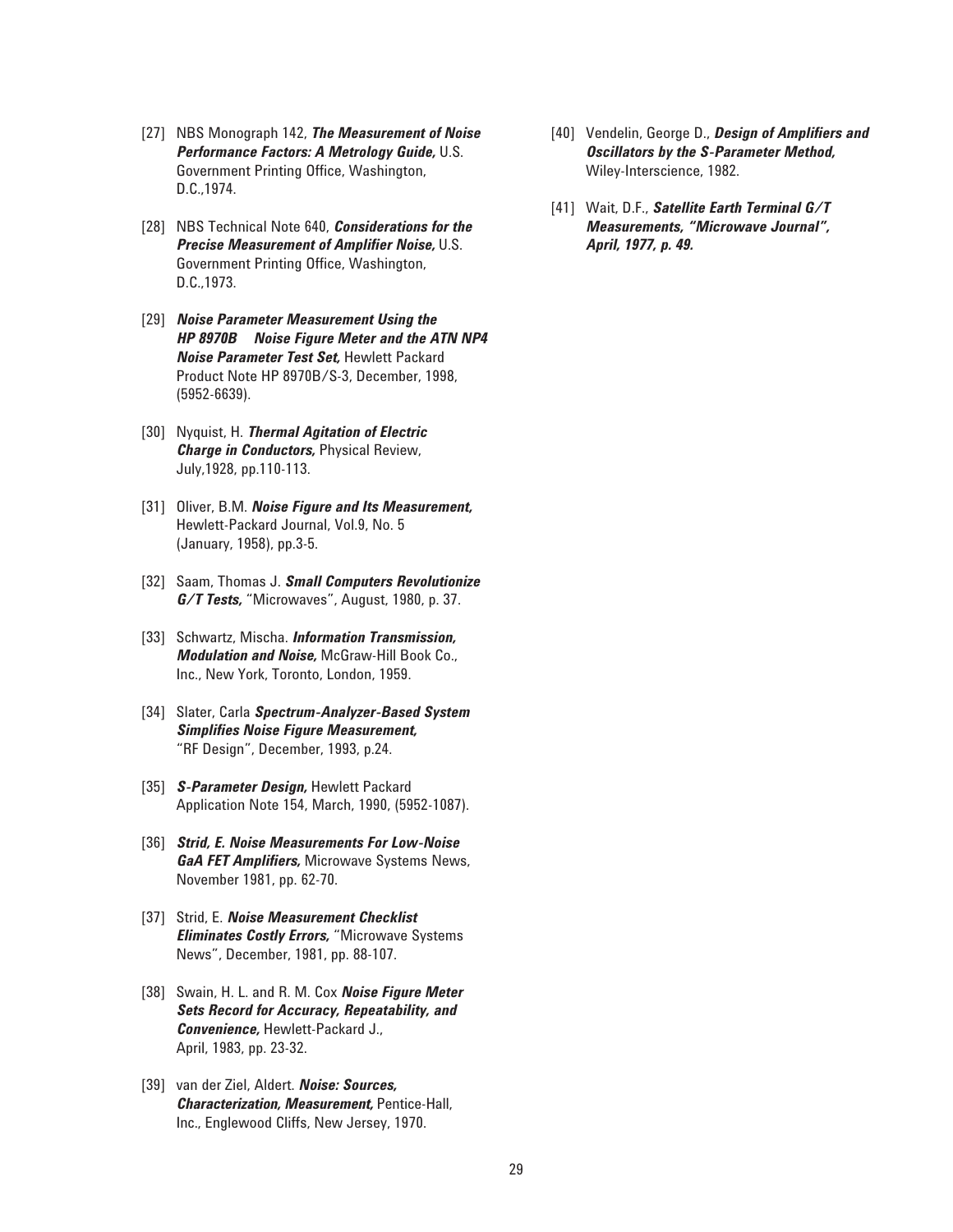[27] NBS Monograph 142, ***The Measurement of Noise Performance Factors: A Metrology Guide,*** U.S. Government Printing Office, Washington, D.C.,1974.

[28] NBS Technical Note 640, ***Considerations for the Precise Measurement of Amplifier Noise,*** U.S. Government Printing Office, Washington, D.C.,1973.

[29] ***Noise Parameter Measurement Using the HP 8970B Noise Figure Meter and the ATN NP4 Noise Parameter Test Set,*** Hewlett Packard Product Note HP 8970B/S-3, December, 1998, (5952-6639).

[30] Nyquist, H. ***Thermal Agitation of Electric Charge in Conductors,*** Physical Review, July,1928, pp.110-113.

[31] Oliver, B.M. ***Noise Figure and Its Measurement,*** Hewlett-Packard Journal, Vol.9, No. 5 (January, 1958), pp.3-5.

[32] Saam, Thomas J. ***Small Computers Revolutionize G/T Tests,*** "Microwaves", August, 1980, p. 37.

[33] Schwartz, Mischa. ***Information Transmission, Modulation and Noise,*** McGraw-Hill Book Co., Inc., New York, Toronto, London, 1959.

[34] Slater, Carla ***Spectrum-Analyzer-Based System Simplifies Noise Figure Measurement,*** "RF Design", December, 1993, p.24.

[35] ***S-Parameter Design,*** Hewlett Packard Application Note 154, March, 1990, (5952-1087).

[36] ***Strid, E. Noise Measurements For Low-Noise GaA FET Amplifiers,*** Microwave Systems News, November 1981, pp. 62-70.

[37] Strid, E. ***Noise Measurement Checklist Eliminates Costly Errors,*** "Microwave Systems News", December, 1981, pp. 88-107.

[38] Swain, H. L. and R. M. Cox ***Noise Figure Meter Sets Record for Accuracy, Repeatability, and Convenience,*** Hewlett-Packard J., April, 1983, pp. 23-32.

[39] van der Ziel, Aldert. ***Noise: Sources, Characterization, Measurement,*** Pentice-Hall, Inc., Englewood Cliffs, New Jersey, 1970.

[40] Vendelin, George D., ***Design of Amplifiers and Oscillators by the S-Parameter Method,*** Wiley-Interscience, 1982.

[41] Wait, D.F., ***Satellite Earth Terminal G/T Measurements, "Microwave Journal", April, 1977, p. 49.***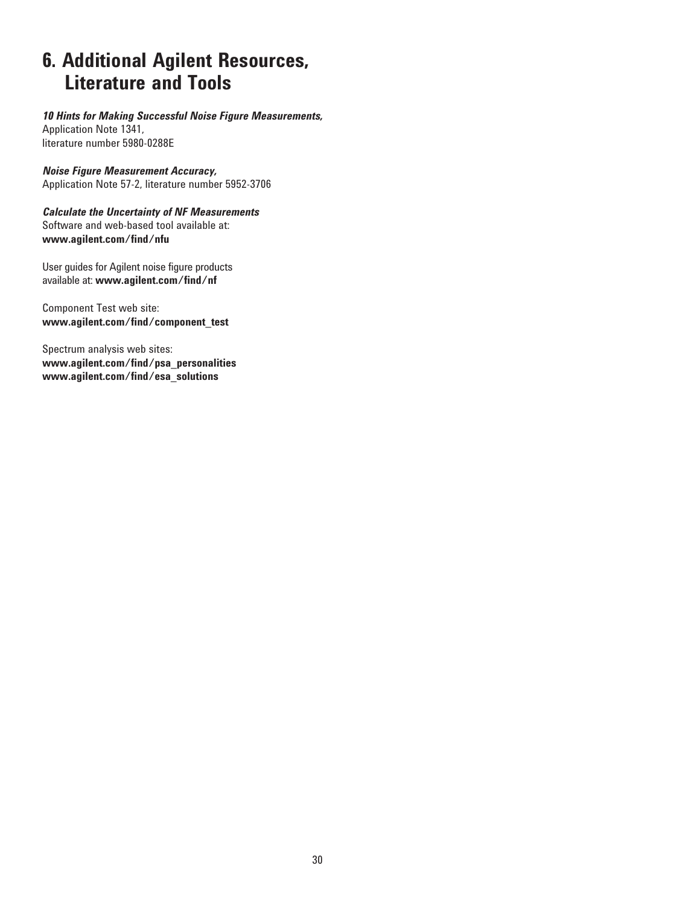# 6. Additional Agilent Resources, Literature and Tools

***10 Hints for Making Successful Noise Figure Measurements,***
Application Note 1341,
literature number 5980-0288E

***Noise Figure Measurement Accuracy,***
Application Note 57-2, literature number 5952-3706

***Calculate the Uncertainty of NF Measurements***
Software and web-based tool available at:
**www.agilent.com/find/nfu**

User guides for Agilent noise figure products
available at: **www.agilent.com/find/nf**

Component Test web site:
**www.agilent.com/find/component_test**

Spectrum analysis web sites:
**www.agilent.com/find/psa_personalities**
**www.agilent.com/find/esa_solutions**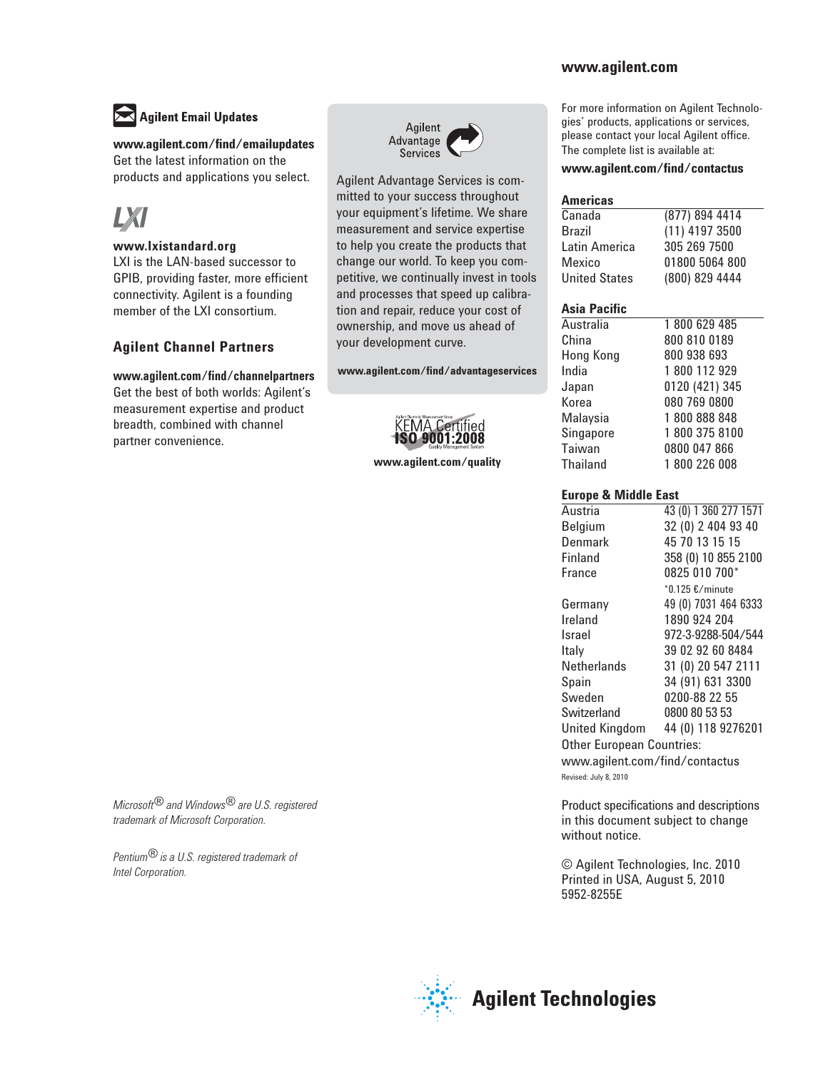**www.agilent.com**

### Agilent Email Updates

**www.agilent.com/find/emailupdates**
Get the latest information on the products and applications you select.

**www.lxistandard.org**
LXI is the LAN-based successor to GPIB, providing faster, more efficient connectivity. Agilent is a founding member of the LXI consortium.

### Agilent Channel Partners

**www.agilent.com/find/channelpartners**
Get the best of both worlds: Agilent's measurement expertise and product breadth, combined with channel partner convenience.

Agilent Advantage Services

Agilent Advantage Services is committed to your success throughout your equipment's lifetime. We share measurement and service expertise to help you create the products that change our world. To keep you competitive, we continually invest in tools and processes that speed up calibration and repair, reduce your cost of ownership, and move us ahead of your development curve.

**www.agilent.com/find/advantageservices**

KEMA Certified ISO 9001:2008

**www.agilent.com/quality**

For more information on Agilent Technologies' products, applications or services, please contact your local Agilent office. The complete list is available at:

**www.agilent.com/find/contactus**

| **Americas** | |
|---|---|
| Canada | (877) 894 4414 |
| Brazil | (11) 4197 3500 |
| Latin America | 305 269 7500 |
| Mexico | 01800 5064 800 |
| United States | (800) 829 4444 |

| **Asia Pacific** | |
|---|---|
| Australia | 1 800 629 485 |
| China | 800 810 0189 |
| Hong Kong | 800 938 693 |
| India | 1 800 112 929 |
| Japan | 0120 (421) 345 |
| Korea | 080 769 0800 |
| Malaysia | 1 800 888 848 |
| Singapore | 1 800 375 8100 |
| Taiwan | 0800 047 866 |
| Thailand | 1 800 226 008 |

| **Europe & Middle East** | |
|---|---|
| Austria | 43 (0) 1 360 277 1571 |
| Belgium | 32 (0) 2 404 93 40 |
| Denmark | 45 70 13 15 15 |
| Finland | 358 (0) 10 855 2100 |
| France | 0825 010 700* |
| | *0.125 €/minute |
| Germany | 49 (0) 7031 464 6333 |
| Ireland | 1890 924 204 |
| Israel | 972-3-9288-504/544 |
| Italy | 39 02 92 60 8484 |
| Netherlands | 31 (0) 20 547 2111 |
| Spain | 34 (91) 631 3300 |
| Sweden | 0200-88 22 55 |
| Switzerland | 0800 80 53 53 |
| United Kingdom | 44 (0) 118 9276201 |

Other European Countries:
www.agilent.com/find/contactus

Revised: July 8, 2010

*Microsoft® and Windows® are U.S. registered trademark of Microsoft Corporation.*

*Pentium® is a U.S. registered trademark of Intel Corporation.*

Product specifications and descriptions in this document subject to change without notice.

© Agilent Technologies, Inc. 2010
Printed in USA, August 5, 2010
5952-8255E

**Agilent Technologies**